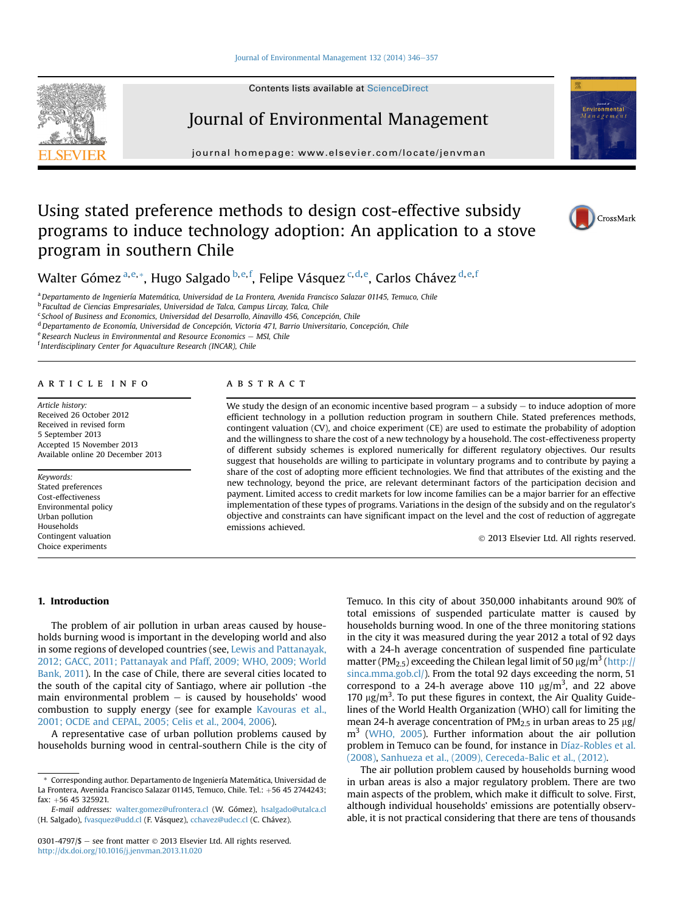# Using stated preference methods to design cost-effective subsidy programs to induce technology adoption: An application to a stove program in southern Chile

Walter Gómez [a,e,*], Hugo Salgado [b,e,f], Felipe Vásquez [c,d,e], Carlos Chávez [d,e,f]

[a] Departamento de Ingeniería Matemática, Universidad de La Frontera, Avenida Francisco Salazar 01145, Temuco, Chile
[b] Facultad de Ciencias Empresariales, Universidad de Talca, Campus Lircay, Talca, Chile
[c] School of Business and Economics, Universidad del Desarrollo, Ainavillo 456, Concepción, Chile
[d] Departamento de Economía, Universidad de Concepción, Victoria 471, Barrio Universitario, Concepción, Chile
[e] Research Nucleus in Environmental and Resource Economics – MSI, Chile
[f] Interdisciplinary Center for Aquaculture Research (INCAR), Chile

## ARTICLE INFO

*Article history:*
Received 26 October 2012
Received in revised form
5 September 2013
Accepted 15 November 2013
Available online 20 December 2013

*Keywords:*
Stated preferences
Cost-effectiveness
Environmental policy
Urban pollution
Households
Contingent valuation
Choice experiments

## ABSTRACT

We study the design of an economic incentive based program – a subsidy – to induce adoption of more efficient technology in a pollution reduction program in southern Chile. Stated preferences methods, contingent valuation (CV), and choice experiment (CE) are used to estimate the probability of adoption and the willingness to share the cost of a new technology by a household. The cost-effectiveness property of different subsidy schemes is explored numerically for different regulatory objectives. Our results suggest that households are willing to participate in voluntary programs and to contribute by paying a share of the cost of adopting more efficient technologies. We find that attributes of the existing and the new technology, beyond the price, are relevant determinant factors of the participation decision and payment. Limited access to credit markets for low income families can be a major barrier for an effective implementation of these types of programs. Variations in the design of the subsidy and on the regulator's objective and constraints can have significant impact on the level and the cost of reduction of aggregate emissions achieved.

© 2013 Elsevier Ltd. All rights reserved.

## 1. Introduction

The problem of air pollution in urban areas caused by households burning wood is important in the developing world and also in some regions of developed countries (see, Lewis and Pattanayak, 2012; GACC, 2011; Pattanayak and Pfaff, 2009; WHO, 2009; World Bank, 2011). In the case of Chile, there are several cities located to the south of the capital city of Santiago, where air pollution -the main environmental problem – is caused by households' wood combustion to supply energy (see for example Kavouras et al., 2001; OCDE and CEPAL, 2005; Celis et al., 2004, 2006).

A representative case of urban pollution problems caused by households burning wood in central-southern Chile is the city of Temuco. In this city of about 350,000 inhabitants around 90% of total emissions of suspended particulate matter is caused by households burning wood. In one of the three monitoring stations in the city it was measured during the year 2012 a total of 92 days with a 24-h average concentration of suspended fine particulate matter ($PM_{2.5}$) exceeding the Chilean legal limit of 50 $\mu g/m^3$ (http://sinca.mma.gob.cl/). From the total 92 days exceeding the norm, 51 correspond to a 24-h average above 110 $\mu g/m^3$, and 22 above 170 $\mu g/m^3$. To put these figures in context, the Air Quality Guidelines of the World Health Organization (WHO) call for limiting the mean 24-h average concentration of $PM_{2.5}$ in urban areas to 25 $\mu g/m^3$ (WHO, 2005). Further information about the air pollution problem in Temuco can be found, for instance in Díaz-Robles et al. (2008), Sanhueza et al., (2009), Cereceda-Balic et al., (2012).

The air pollution problem caused by households burning wood in urban areas is also a major regulatory problem. There are two main aspects of the problem, which make it difficult to solve. First, although individual households' emissions are potentially observable, it is not practical considering that there are tens of thousands

---

* Corresponding author. Departamento de Ingeniería Matemática, Universidad de La Frontera, Avenida Francisco Salazar 01145, Temuco, Chile. Tel.: +56 45 2744243; fax: +56 45 325921.
E-mail addresses: walter.gomez@ufrontera.cl (W. Gómez), hsalgado@utalca.cl (H. Salgado), fvasquez@udd.cl (F. Vásquez), cchavez@udec.cl (C. Chávez).

0301-4797/$ – see front matter © 2013 Elsevier Ltd. All rights reserved.
http://dx.doi.org/10.1016/j.jenvman.2013.11.020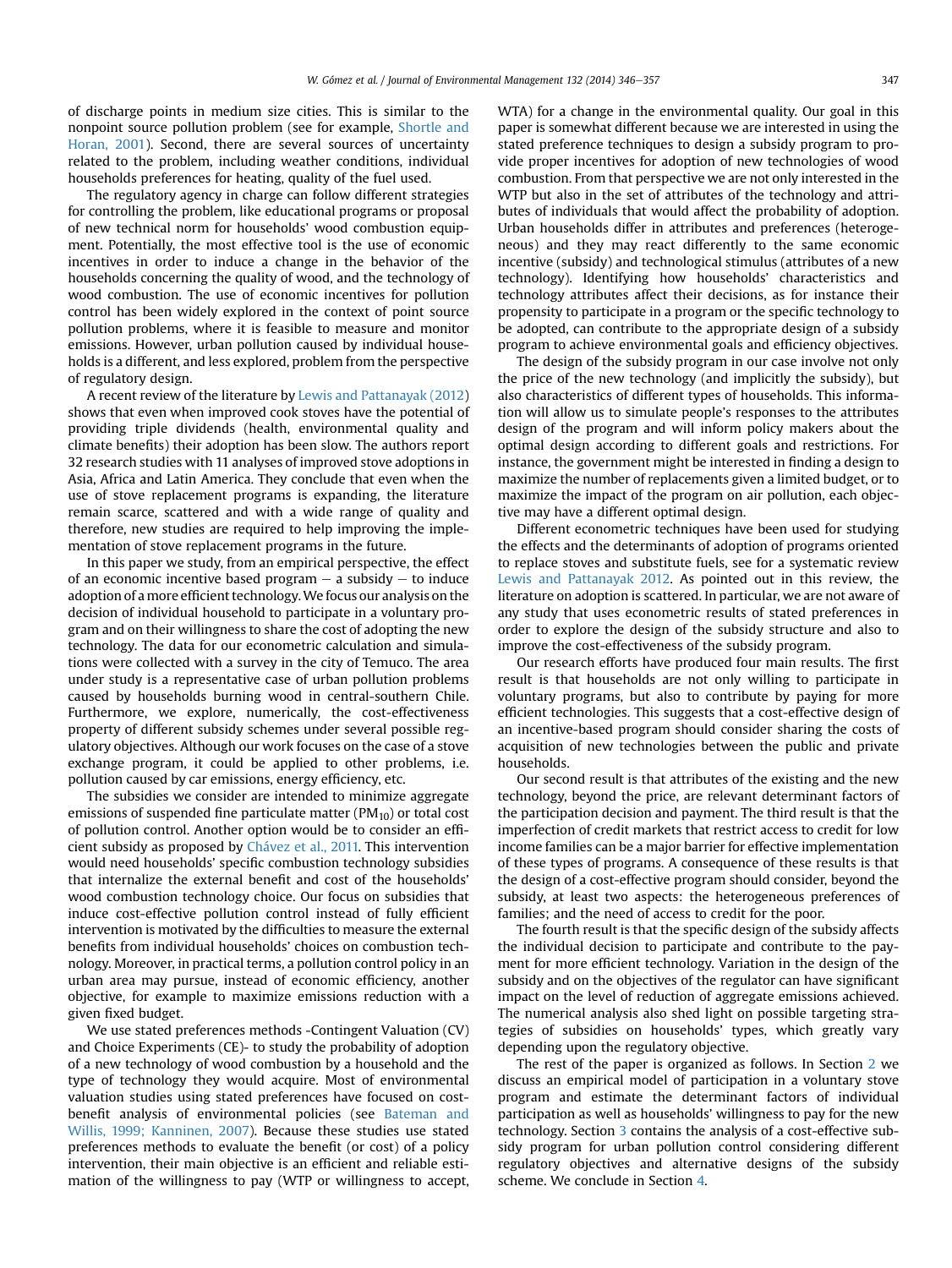of discharge points in medium size cities. This is similar to the nonpoint source pollution problem (see for example, Shortle and Horan, 2001). Second, there are several sources of uncertainty related to the problem, including weather conditions, individual households preferences for heating, quality of the fuel used.

The regulatory agency in charge can follow different strategies for controlling the problem, like educational programs or proposal of new technical norm for households' wood combustion equipment. Potentially, the most effective tool is the use of economic incentives in order to induce a change in the behavior of the households concerning the quality of wood, and the technology of wood combustion. The use of economic incentives for pollution control has been widely explored in the context of point source pollution problems, where it is feasible to measure and monitor emissions. However, urban pollution caused by individual households is a different, and less explored, problem from the perspective of regulatory design.

A recent review of the literature by Lewis and Pattanayak (2012) shows that even when improved cook stoves have the potential of providing triple dividends (health, environmental quality and climate benefits) their adoption has been slow. The authors report 32 research studies with 11 analyses of improved stove adoptions in Asia, Africa and Latin America. They conclude that even when the use of stove replacement programs is expanding, the literature remain scarce, scattered and with a wide range of quality and therefore, new studies are required to help improving the implementation of stove replacement programs in the future.

In this paper we study, from an empirical perspective, the effect of an economic incentive based program – a subsidy – to induce adoption of a more efficient technology. We focus our analysis on the decision of individual household to participate in a voluntary program and on their willingness to share the cost of adopting the new technology. The data for our econometric calculation and simulations were collected with a survey in the city of Temuco. The area under study is a representative case of urban pollution problems caused by households burning wood in central-southern Chile. Furthermore, we explore, numerically, the cost-effectiveness property of different subsidy schemes under several possible regulatory objectives. Although our work focuses on the case of a stove exchange program, it could be applied to other problems, i.e. pollution caused by car emissions, energy efficiency, etc.

The subsidies we consider are intended to minimize aggregate emissions of suspended fine particulate matter ($PM_{10}$) or total cost of pollution control. Another option would be to consider an efficient subsidy as proposed by Chávez et al., 2011. This intervention would need households' specific combustion technology subsidies that internalize the external benefit and cost of the households' wood combustion technology choice. Our focus on subsidies that induce cost-effective pollution control instead of fully efficient intervention is motivated by the difficulties to measure the external benefits from individual households' choices on combustion technology. Moreover, in practical terms, a pollution control policy in an urban area may pursue, instead of economic efficiency, another objective, for example to maximize emissions reduction with a given fixed budget.

We use stated preferences methods -Contingent Valuation (CV) and Choice Experiments (CE)- to study the probability of adoption of a new technology of wood combustion by a household and the type of technology they would acquire. Most of environmental valuation studies using stated preferences have focused on cost-benefit analysis of environmental policies (see Bateman and Willis, 1999; Kanninen, 2007). Because these studies use stated preferences methods to evaluate the benefit (or cost) of a policy intervention, their main objective is an efficient and reliable estimation of the willingness to pay (WTP or willingness to accept, WTA) for a change in the environmental quality. Our goal in this paper is somewhat different because we are interested in using the stated preference techniques to design a subsidy program to provide proper incentives for adoption of new technologies of wood combustion. From that perspective we are not only interested in the WTP but also in the set of attributes of the technology and attributes of individuals that would affect the probability of adoption. Urban households differ in attributes and preferences (heterogeneous) and they may react differently to the same economic incentive (subsidy) and technological stimulus (attributes of a new technology). Identifying how households' characteristics and technology attributes affect their decisions, as for instance their propensity to participate in a program or the specific technology to be adopted, can contribute to the appropriate design of a subsidy program to achieve environmental goals and efficiency objectives.

The design of the subsidy program in our case involve not only the price of the new technology (and implicitly the subsidy), but also characteristics of different types of households. This information will allow us to simulate people's responses to the attributes design of the program and will inform policy makers about the optimal design according to different goals and restrictions. For instance, the government might be interested in finding a design to maximize the number of replacements given a limited budget, or to maximize the impact of the program on air pollution, each objective may have a different optimal design.

Different econometric techniques have been used for studying the effects and the determinants of adoption of programs oriented to replace stoves and substitute fuels, see for a systematic review Lewis and Pattanayak 2012. As pointed out in this review, the literature on adoption is scattered. In particular, we are not aware of any study that uses econometric results of stated preferences in order to explore the design of the subsidy structure and also to improve the cost-effectiveness of the subsidy program.

Our research efforts have produced four main results. The first result is that households are not only willing to participate in voluntary programs, but also to contribute by paying for more efficient technologies. This suggests that a cost-effective design of an incentive-based program should consider sharing the costs of acquisition of new technologies between the public and private households.

Our second result is that attributes of the existing and the new technology, beyond the price, are relevant determinant factors of the participation decision and payment. The third result is that the imperfection of credit markets that restrict access to credit for low income families can be a major barrier for effective implementation of these types of programs. A consequence of these results is that the design of a cost-effective program should consider, beyond the subsidy, at least two aspects: the heterogeneous preferences of families; and the need of access to credit for the poor.

The fourth result is that the specific design of the subsidy affects the individual decision to participate and contribute to the payment for more efficient technology. Variation in the design of the subsidy and on the objectives of the regulator can have significant impact on the level of reduction of aggregate emissions achieved. The numerical analysis also shed light on possible targeting strategies of subsidies on households' types, which greatly vary depending upon the regulatory objective.

The rest of the paper is organized as follows. In Section 2 we discuss an empirical model of participation in a voluntary stove program and estimate the determinant factors of individual participation as well as households' willingness to pay for the new technology. Section 3 contains the analysis of a cost-effective subsidy program for urban pollution control considering different regulatory objectives and alternative designs of the subsidy scheme. We conclude in Section 4.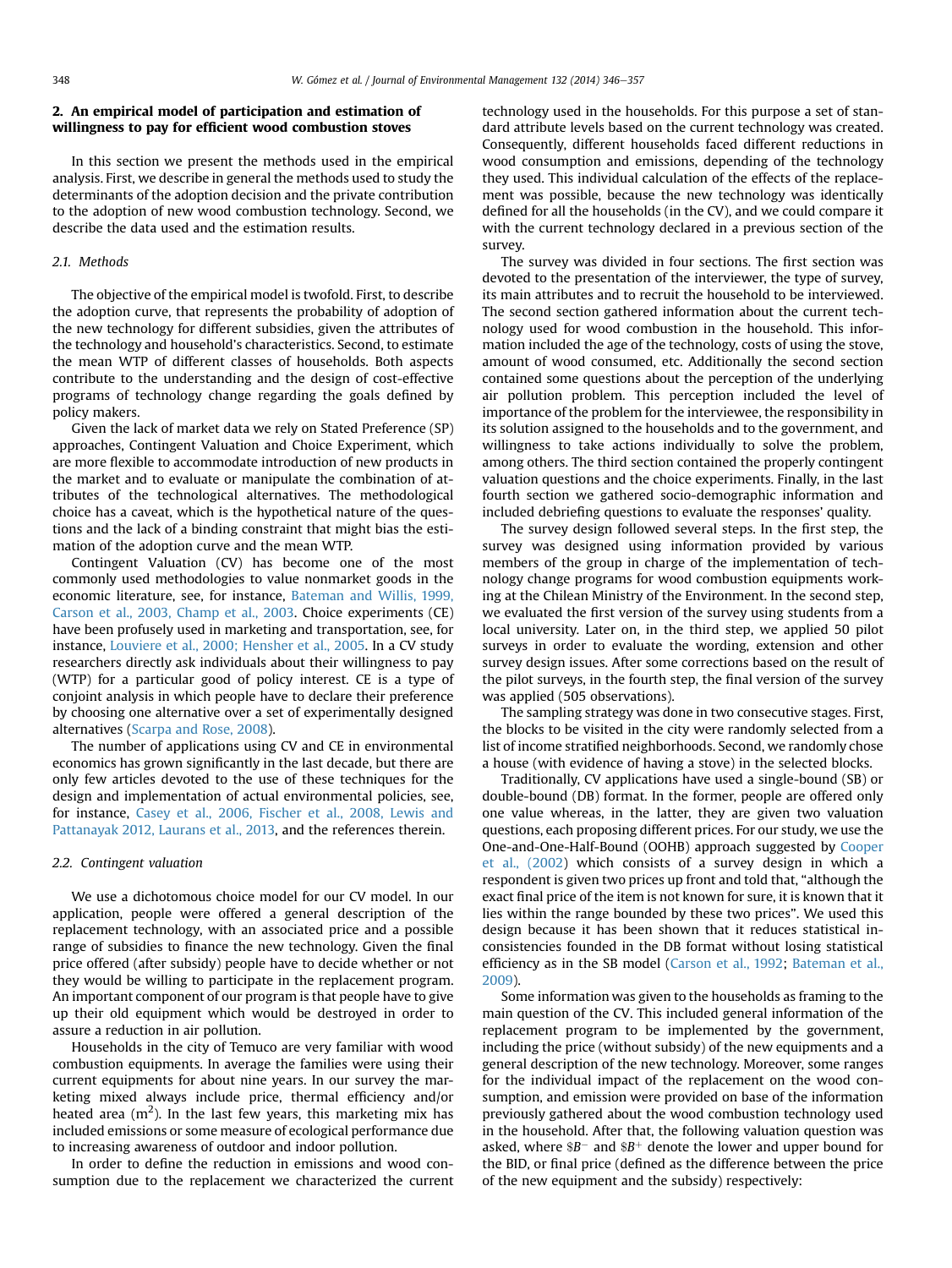## 2. An empirical model of participation and estimation of willingness to pay for efficient wood combustion stoves

In this section we present the methods used in the empirical analysis. First, we describe in general the methods used to study the determinants of the adoption decision and the private contribution to the adoption of new wood combustion technology. Second, we describe the data used and the estimation results.

### 2.1. Methods

The objective of the empirical model is twofold. First, to describe the adoption curve, that represents the probability of adoption of the new technology for different subsidies, given the attributes of the technology and household's characteristics. Second, to estimate the mean WTP of different classes of households. Both aspects contribute to the understanding and the design of cost-effective programs of technology change regarding the goals defined by policy makers.

Given the lack of market data we rely on Stated Preference (SP) approaches, Contingent Valuation and Choice Experiment, which are more flexible to accommodate introduction of new products in the market and to evaluate or manipulate the combination of attributes of the technological alternatives. The methodological choice has a caveat, which is the hypothetical nature of the questions and the lack of a binding constraint that might bias the estimation of the adoption curve and the mean WTP.

Contingent Valuation (CV) has become one of the most commonly used methodologies to value nonmarket goods in the economic literature, see, for instance, Bateman and Willis, 1999, Carson et al., 2003, Champ et al., 2003. Choice experiments (CE) have been profusely used in marketing and transportation, see, for instance, Louviere et al., 2000; Hensher et al., 2005. In a CV study researchers directly ask individuals about their willingness to pay (WTP) for a particular good of policy interest. CE is a type of conjoint analysis in which people have to declare their preference by choosing one alternative over a set of experimentally designed alternatives (Scarpa and Rose, 2008).

The number of applications using CV and CE in environmental economics has grown significantly in the last decade, but there are only few articles devoted to the use of these techniques for the design and implementation of actual environmental policies, see, for instance, Casey et al., 2006, Fischer et al., 2008, Lewis and Pattanayak 2012, Laurans et al., 2013, and the references therein.

### 2.2. Contingent valuation

We use a dichotomous choice model for our CV model. In our application, people were offered a general description of the replacement technology, with an associated price and a possible range of subsidies to finance the new technology. Given the final price offered (after subsidy) people have to decide whether or not they would be willing to participate in the replacement program. An important component of our program is that people have to give up their old equipment which would be destroyed in order to assure a reduction in air pollution.

Households in the city of Temuco are very familiar with wood combustion equipments. In average the families were using their current equipments for about nine years. In our survey the marketing mixed always include price, thermal efficiency and/or heated area ($m^2$). In the last few years, this marketing mix has included emissions or some measure of ecological performance due to increasing awareness of outdoor and indoor pollution.

In order to define the reduction in emissions and wood consumption due to the replacement we characterized the current technology used in the households. For this purpose a set of standard attribute levels based on the current technology was created. Consequently, different households faced different reductions in wood consumption and emissions, depending of the technology they used. This individual calculation of the effects of the replacement was possible, because the new technology was identically defined for all the households (in the CV), and we could compare it with the current technology declared in a previous section of the survey.

The survey was divided in four sections. The first section was devoted to the presentation of the interviewer, the type of survey, its main attributes and to recruit the household to be interviewed. The second section gathered information about the current technology used for wood combustion in the household. This information included the age of the technology, costs of using the stove, amount of wood consumed, etc. Additionally the second section contained some questions about the perception of the underlying air pollution problem. This perception included the level of importance of the problem for the interviewee, the responsibility in its solution assigned to the households and to the government, and willingness to take actions individually to solve the problem, among others. The third section contained the properly contingent valuation questions and the choice experiments. Finally, in the last fourth section we gathered socio-demographic information and included debriefing questions to evaluate the responses' quality.

The survey design followed several steps. In the first step, the survey was designed using information provided by various members of the group in charge of the implementation of technology change programs for wood combustion equipments working at the Chilean Ministry of the Environment. In the second step, we evaluated the first version of the survey using students from a local university. Later on, in the third step, we applied 50 pilot surveys in order to evaluate the wording, extension and other survey design issues. After some corrections based on the result of the pilot surveys, in the fourth step, the final version of the survey was applied (505 observations).

The sampling strategy was done in two consecutive stages. First, the blocks to be visited in the city were randomly selected from a list of income stratified neighborhoods. Second, we randomly chose a house (with evidence of having a stove) in the selected blocks.

Traditionally, CV applications have used a single-bound (SB) or double-bound (DB) format. In the former, people are offered only one value whereas, in the latter, they are given two valuation questions, each proposing different prices. For our study, we use the One-and-One-Half-Bound (OOHB) approach suggested by Cooper et al., (2002) which consists of a survey design in which a respondent is given two prices up front and told that, "although the exact final price of the item is not known for sure, it is known that it lies within the range bounded by these two prices". We used this design because it has been shown that it reduces statistical inconsistencies founded in the DB format without losing statistical efficiency as in the SB model (Carson et al., 1992; Bateman et al., 2009).

Some information was given to the households as framing to the main question of the CV. This included general information of the replacement program to be implemented by the government, including the price (without subsidy) of the new equipments and a general description of the new technology. Moreover, some ranges for the individual impact of the replacement on the wood consumption, and emission were provided on base of the information previously gathered about the wood combustion technology used in the household. After that, the following valuation question was asked, where $\$B^-$ and $\$B^+$ denote the lower and upper bound for the BID, or final price (defined as the difference between the price of the new equipment and the subsidy) respectively: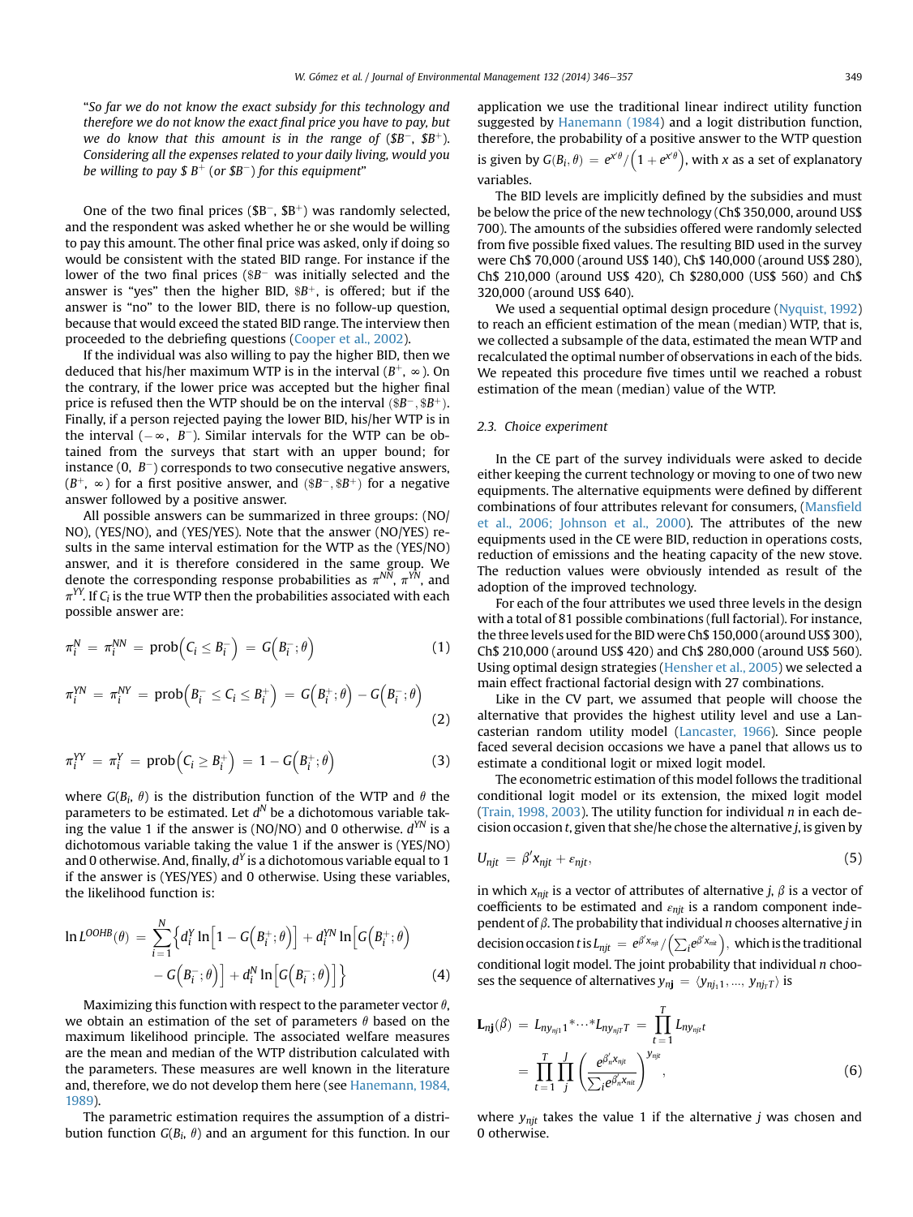"*So far we do not know the exact subsidy for this technology and therefore we do not know the exact final price you have to pay, but we do know that this amount is in the range of ($B^-$, $B^+$). Considering all the expenses related to your daily living, would you be willing to pay $ $B^+$ (or $B^-$) for this equipment*"

One of the two final prices ($B^-$, $B^+$) was randomly selected, and the respondent was asked whether he or she would be willing to pay this amount. The other final price was asked, only if doing so would be consistent with the stated BID range. For instance if the lower of the two final prices ($\$B^-$ was initially selected and the answer is "yes" then the higher BID, $\$B^+$, is offered; but if the answer is "no" to the lower BID, there is no follow-up question, because that would exceed the stated BID range. The interview then proceeded to the debriefing questions (Cooper et al., 2002).

If the individual was also willing to pay the higher BID, then we deduced that his/her maximum WTP is in the interval $(B^+, \infty)$. On the contrary, if the lower price was accepted but the higher final price is refused then the WTP should be on the interval $(\$B^-, \$B^+)$. Finally, if a person rejected paying the lower BID, his/her WTP is in the interval $(-\infty, B^-)$. Similar intervals for the WTP can be obtained from the surveys that start with an upper bound; for instance $(0, B^-)$ corresponds to two consecutive negative answers, $(B^+, \infty)$ for a first positive answer, and $(\$B^-, \$B^+)$ for a negative answer followed by a positive answer.

All possible answers can be summarized in three groups: (NO/NO), (YES/NO), and (YES/YES). Note that the answer (NO/YES) results in the same interval estimation for the WTP as the (YES/NO) answer, and it is therefore considered in the same group. We denote the corresponding response probabilities as $\pi^{NN}$, $\pi^{YN}$, and $\pi^{YY}$. If $C_i$ is the true WTP then the probabilities associated with each possible answer are:

$$\pi_i^N = \pi_i^{NN} = \text{prob}\left(C_i \le B_i^-\right) = G\left(B_i^-;\theta\right) \tag{1}$$

$$\pi_i^{YN} = \pi_i^{NY} = \text{prob}\left(B_i^- \le C_i \le B_i^+\right) = G\left(B_i^+;\theta\right) - G\left(B_i^-;\theta\right) \tag{2}$$

$$\pi_i^{YY} = \pi_i^Y = \text{prob}\left(C_i \ge B_i^+\right) = 1 - G\left(B_i^+;\theta\right) \tag{3}$$

where $G(B_i, \theta)$ is the distribution function of the WTP and $\theta$ the parameters to be estimated. Let $d^N$ be a dichotomous variable taking the value 1 if the answer is (NO/NO) and 0 otherwise. $d^{YN}$ is a dichotomous variable taking the value 1 if the answer is (YES/NO) and 0 otherwise. And, finally, $d^Y$ is a dichotomous variable equal to 1 if the answer is (YES/YES) and 0 otherwise. Using these variables, the likelihood function is:

$$\ln L^{OOHB}(\theta) = \sum_{i=1}^{N}\left\{d_i^Y \ln\left[1 - G\left(B_i^+;\theta\right)\right] + d_i^{YN}\ln\left[G\left(B_i^+;\theta\right) - G\left(B_i^-;\theta\right)\right] + d_i^N \ln\left[G\left(B_i^-;\theta\right)\right]\right\} \tag{4}$$

Maximizing this function with respect to the parameter vector $\theta$, we obtain an estimation of the set of parameters $\theta$ based on the maximum likelihood principle. The associated welfare measures are the mean and median of the WTP distribution calculated with the parameters. These measures are well known in the literature and, therefore, we do not develop them here (see Hanemann, 1984, 1989).

The parametric estimation requires the assumption of a distribution function $G(B_i, \theta)$ and an argument for this function. In our application we use the traditional linear indirect utility function suggested by Hanemann (1984) and a logit distribution function, therefore, the probability of a positive answer to the WTP question is given by $G(B_i, \theta) = e^{x'\theta}/\left(1 + e^{x'\theta}\right)$, with $x$ as a set of explanatory variables.

The BID levels are implicitly defined by the subsidies and must be below the price of the new technology (Ch$ 350,000, around US$ 700). The amounts of the subsidies offered were randomly selected from five possible fixed values. The resulting BID used in the survey were Ch$ 70,000 (around US$ 140), Ch$ 140,000 (around US$ 280), Ch$ 210,000 (around US$ 420), Ch $280,000 (US$ 560) and Ch$ 320,000 (around US$ 640).

We used a sequential optimal design procedure (Nyquist, 1992) to reach an efficient estimation of the mean (median) WTP, that is, we collected a subsample of the data, estimated the mean WTP and recalculated the optimal number of observations in each of the bids. We repeated this procedure five times until we reached a robust estimation of the mean (median) value of the WTP.

### 2.3. Choice experiment

In the CE part of the survey individuals were asked to decide either keeping the current technology or moving to one of two new equipments. The alternative equipments were defined by different combinations of four attributes relevant for consumers, (Mansfield et al., 2006; Johnson et al., 2000). The attributes of the new equipments used in the CE were BID, reduction in operations costs, reduction of emissions and the heating capacity of the new stove. The reduction values were obviously intended as result of the adoption of the improved technology.

For each of the four attributes we used three levels in the design with a total of 81 possible combinations (full factorial). For instance, the three levels used for the BID were Ch$ 150,000 (around US$ 300), Ch$ 210,000 (around US$ 420) and Ch$ 280,000 (around US$ 560). Using optimal design strategies (Hensher et al., 2005) we selected a main effect fractional factorial design with 27 combinations.

Like in the CV part, we assumed that people will choose the alternative that provides the highest utility level and use a Lancasterian random utility model (Lancaster, 1966). Since people faced several decision occasions we have a panel that allows us to estimate a conditional logit or mixed logit model.

The econometric estimation of this model follows the traditional conditional logit model or its extension, the mixed logit model (Train, 1998, 2003). The utility function for individual $n$ in each decision occasion $t$, given that she/he chose the alternative $j$, is given by

$$U_{njt} = \beta' x_{njt} + \varepsilon_{njt}, \tag{5}$$

in which $x_{njt}$ is a vector of attributes of alternative $j$, $\beta$ is a vector of coefficients to be estimated and $\varepsilon_{njt}$ is a random component independent of $\beta$. The probability that individual $n$ chooses alternative $j$ in decision occasion $t$ is $L_{njt} = e^{\beta' x_{njt}}/\left(\sum_i e^{\beta' x_{nit}}\right)$, which is the traditional conditional logit model. The joint probability that individual $n$ chooses the sequence of alternatives $y_{n\mathbf{j}} = \langle y_{nj_1 1}, \ldots, y_{nj_T T}\rangle$ is

$$\mathbf{L}_{n\mathbf{j}}(\beta) = L_{ny_{nj_1}1} * \cdots * L_{ny_{nj_T}T} = \prod_{t=1}^{T} L_{ny_{njt}t} = \prod_{t=1}^{T}\prod_{j}^{J}\left(\frac{e^{\beta_n' x_{njt}}}{\sum_i e^{\beta_n' x_{nit}}}\right)^{y_{njt}}, \tag{6}$$

where $y_{njt}$ takes the value 1 if the alternative $j$ was chosen and 0 otherwise.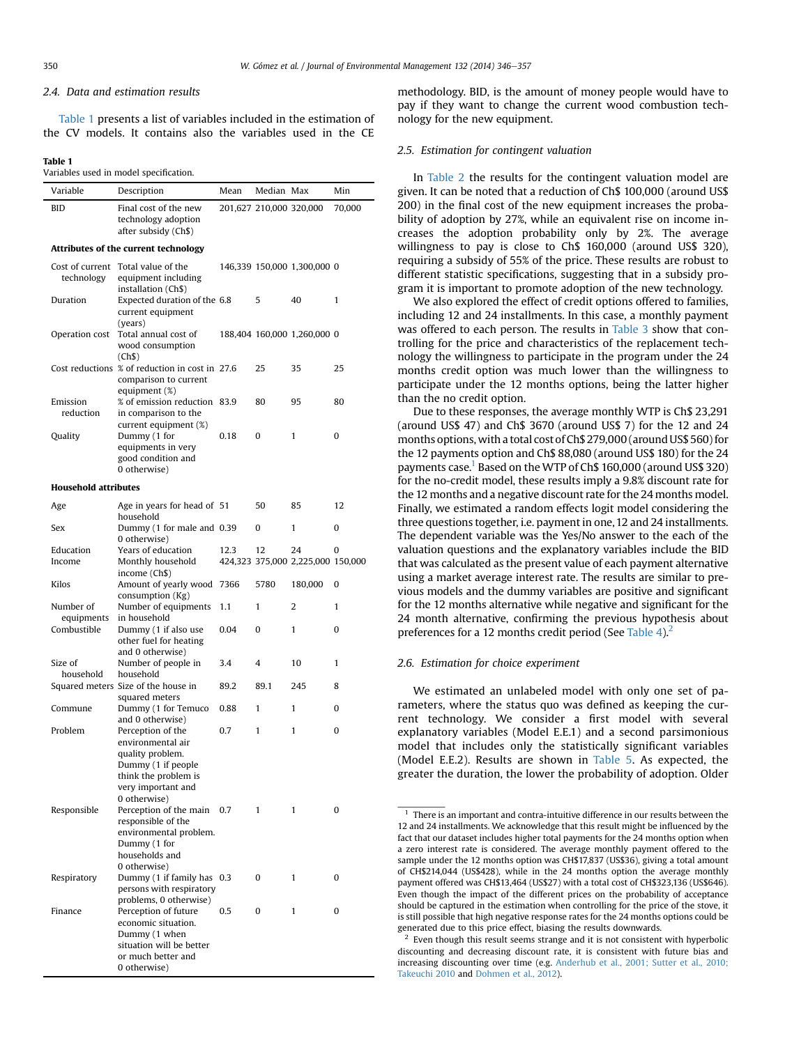### 2.4. Data and estimation results

Table 1 presents a list of variables included in the estimation of the CV models. It contains also the variables used in the CE methodology. BID, is the amount of money people would have to pay if they want to change the current wood combustion technology for the new equipment.

**Table 1**
Variables used in model specification.

| Variable | Description | Mean | Median | Max | Min |
|---|---|---|---|---|---|
| BID | Final cost of the new technology adoption after subsidy (Ch$) | 201,627 | 210,000 | 320,000 | 70,000 |
| **Attributes of the current technology** | | | | | |
| Cost of current technology | Total value of the equipment including installation (Ch$) | 146,339 | 150,000 | 1,300,000 | 0 |
| Duration | Expected duration of the current equipment (years) | 6.8 | 5 | 40 | 1 |
| Operation cost | Total annual cost of wood consumption (Ch$) | 188,404 | 160,000 | 1,260,000 | 0 |
| Cost reductions | % of reduction in cost in comparison to current equipment (%) | 27.6 | 25 | 35 | 25 |
| Emission reduction | % of emission reduction in comparison to the current equipment (%) | 83.9 | 80 | 95 | 80 |
| Quality | Dummy (1 for equipments in very good condition and 0 otherwise) | 0.18 | 0 | 1 | 0 |
| **Household attributes** | | | | | |
| Age | Age in years for head of household | 51 | 50 | 85 | 12 |
| Sex | Dummy (1 for male and 0 otherwise) | 0.39 | 0 | 1 | 0 |
| Education | Years of education | 12.3 | 12 | 24 | 0 |
| Income | Monthly household income (Ch$) | 424,323 | 375,000 | 2,225,000 | 150,000 |
| Kilos | Amount of yearly wood consumption (Kg) | 7366 | 5780 | 180,000 | 0 |
| Number of equipments | Number of equipments in household | 1.1 | 1 | 2 | 1 |
| Combustible | Dummy (1 if also use other fuel for heating and 0 otherwise) | 0.04 | 0 | 1 | 0 |
| Size of household | Number of people in household | 3.4 | 4 | 10 | 1 |
| Squared meters | Size of the house in squared meters | 89.2 | 89.1 | 245 | 8 |
| Commune | Dummy (1 for Temuco and 0 otherwise) | 0.88 | 1 | 1 | 0 |
| Problem | Perception of the environmental air quality problem. Dummy (1 if people think the problem is very important and 0 otherwise) | 0.7 | 1 | 1 | 0 |
| Responsible | Perception of the main responsible of the environmental problem. Dummy (1 for households and 0 otherwise) | 0.7 | 1 | 1 | 0 |
| Respiratory | Dummy (1 if family has persons with respiratory problems, 0 otherwise) | 0.3 | 0 | 1 | 0 |
| Finance | Perception of future economic situation. Dummy (1 when situation will be better or much better and 0 otherwise) | 0.5 | 0 | 1 | 0 |

### 2.5. Estimation for contingent valuation

In Table 2 the results for the contingent valuation model are given. It can be noted that a reduction of Ch$ 100,000 (around US$ 200) in the final cost of the new equipment increases the probability of adoption by 27%, while an equivalent rise on income increases the adoption probability only by 2%. The average willingness to pay is close to Ch$ 160,000 (around US$ 320), requiring a subsidy of 55% of the price. These results are robust to different statistic specifications, suggesting that in a subsidy program it is important to promote adoption of the new technology.

We also explored the effect of credit options offered to families, including 12 and 24 installments. In this case, a monthly payment was offered to each person. The results in Table 3 show that controlling for the price and characteristics of the replacement technology the willingness to participate in the program under the 24 months credit option was much lower than the willingness to participate under the 12 months options, being the latter higher than the no credit option.

Due to these responses, the average monthly WTP is Ch$ 23,291 (around US$ 47) and Ch$ 3670 (around US$ 7) for the 12 and 24 months options, with a total cost of Ch$ 279,000 (around US$ 560) for the 12 payments option and Ch$ 88,080 (around US$ 180) for the 24 payments case.[1] Based on the WTP of Ch$ 160,000 (around US$ 320) for the no-credit model, these results imply a 9.8% discount rate for the 12 months and a negative discount rate for the 24 months model. Finally, we estimated a random effects logit model considering the three questions together, i.e. payment in one, 12 and 24 installments. The dependent variable was the Yes/No answer to the each of the valuation questions and the explanatory variables include the BID that was calculated as the present value of each payment alternative using a market average interest rate. The results are similar to previous models and the dummy variables are positive and significant for the 12 months alternative while negative and significant for the 24 month alternative, confirming the previous hypothesis about preferences for a 12 months credit period (See Table 4).[2]

### 2.6. Estimation for choice experiment

We estimated an unlabeled model with only one set of parameters, where the status quo was defined as keeping the current technology. We consider a first model with several explanatory variables (Model E.E.1) and a second parsimonious model that includes only the statistically significant variables (Model E.E.2). Results are shown in Table 5. As expected, the greater the duration, the lower the probability of adoption. Older

---

[1] There is an important and contra-intuitive difference in our results between the 12 and 24 installments. We acknowledge that this result might be influenced by the fact that our dataset includes higher total payments for the 24 months option when a zero interest rate is considered. The average monthly payment offered to the sample under the 12 months option was CH$17,837 (US$36), giving a total amount of CH$214,044 (US$428), while in the 24 months option the average monthly payment offered was CH$13,464 (US$27) with a total cost of CH$323,136 (US$646). Even though the impact of the different prices on the probability of acceptance should be captured in the estimation when controlling for the price of the stove, it is still possible that high negative response rates for the 24 months options could be generated due to this price effect, biasing the results downwards.

[2] Even though this result seems strange and it is not consistent with hyperbolic discounting and decreasing discount rate, it is consistent with future bias and increasing discounting over time (e.g. Anderhub et al., 2001; Sutter et al., 2010; Takeuchi 2010 and Dohmen et al., 2012).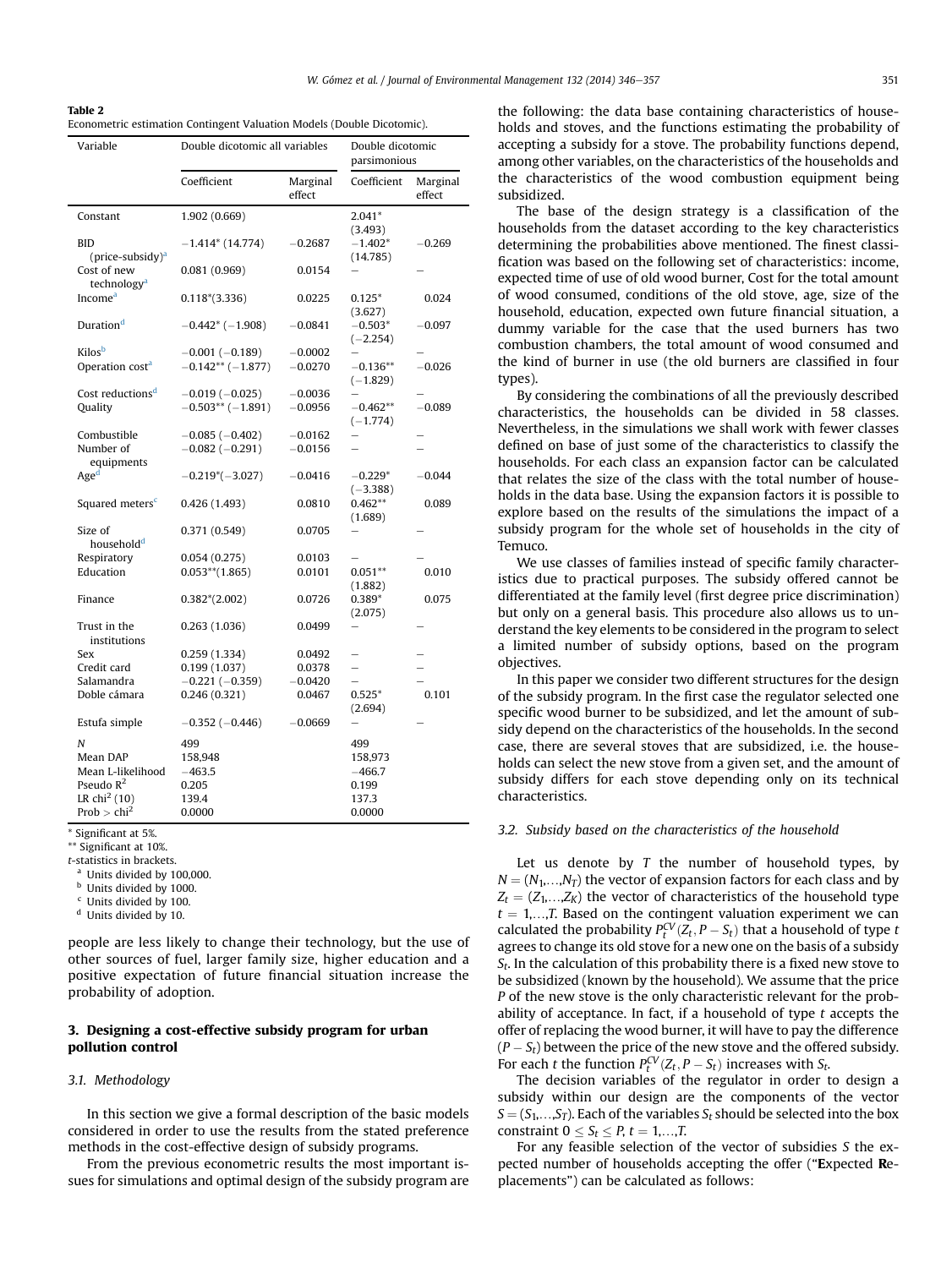**Table 2**
Econometric estimation Contingent Valuation Models (Double Dicotomic).

| Variable | Double dicotomic all variables | | Double dicotomic parsimonious | |
|---|---|---|---|---|
| | Coefficient | Marginal effect | Coefficient | Marginal effect |
| Constant | 1.902 (0.669) | | 2.041* (3.493) | |
| BID (price-subsidy)[a] | −1.414* (14.774) | −0.2687 | −1.402* (14.785) | −0.269 |
| Cost of new technology[a] | 0.081 (0.969) | 0.0154 | – | – |
| Income[a] | 0.118*(3.336) | 0.0225 | 0.125* (3.627) | 0.024 |
| Duration[d] | −0.442* (−1.908) | −0.0841 | −0.503* (−2.254) | −0.097 |
| Kilos[b] | −0.001 (−0.189) | −0.0002 | – | – |
| Operation cost[a] | −0.142** (−1.877) | −0.0270 | −0.136** (−1.829) | −0.026 |
| Cost reductions[d] | −0.019 (−0.025) | −0.0036 | – | – |
| Quality | −0.503** (−1.891) | −0.0956 | −0.462** (−1.774) | −0.089 |
| Combustible | −0.085 (−0.402) | −0.0162 | – | – |
| Number of equipments | −0.082 (−0.291) | −0.0156 | – | – |
| Age[d] | −0.219*(−3.027) | −0.0416 | −0.229* (−3.388) | −0.044 |
| Squared meters[c] | 0.426 (1.493) | 0.0810 | 0.462** (1.689) | 0.089 |
| Size of household[d] | 0.371 (0.549) | 0.0705 | – | – |
| Respiratory | 0.054 (0.275) | 0.0103 | – | – |
| Education | 0.053**(1.865) | 0.0101 | 0.051** (1.882) | 0.010 |
| Finance | 0.382*(2.002) | 0.0726 | 0.389* (2.075) | 0.075 |
| Trust in the institutions | 0.263 (1.036) | 0.0499 | – | – |
| Sex | 0.259 (1.334) | 0.0492 | – | – |
| Credit card | 0.199 (1.037) | 0.0378 | – | – |
| Salamandra | −0.221 (−0.359) | −0.0420 | – | – |
| Doble cámara | 0.246 (0.321) | 0.0467 | 0.525* (2.694) | 0.101 |
| Estufa simple | −0.352 (−0.446) | −0.0669 | – | – |
| $N$ | 499 | | 499 | |
| Mean DAP | 158,948 | | 158,973 | |
| Mean L-likelihood | −463.5 | | −466.7 | |
| Pseudo $R^2$ | 0.205 | | 0.199 | |
| LR chi$^2$ (10) | 139.4 | | 137.3 | |
| Prob > chi$^2$ | 0.0000 | | 0.0000 | |

* Significant at 5%.
** Significant at 10%.
*t*-statistics in brackets.
[a] Units divided by 100,000.
[b] Units divided by 1000.
[c] Units divided by 100.
[d] Units divided by 10.

people are less likely to change their technology, but the use of other sources of fuel, larger family size, higher education and a positive expectation of future financial situation increase the probability of adoption.

## 3. Designing a cost-effective subsidy program for urban pollution control

### 3.1. Methodology

In this section we give a formal description of the basic models considered in order to use the results from the stated preference methods in the cost-effective design of subsidy programs.

From the previous econometric results the most important issues for simulations and optimal design of the subsidy program are the following: the data base containing characteristics of households and stoves, and the functions estimating the probability of accepting a subsidy for a stove. The probability functions depend, among other variables, on the characteristics of the households and the characteristics of the wood combustion equipment being subsidized.

The base of the design strategy is a classification of the households from the dataset according to the key characteristics determining the probabilities above mentioned. The finest classification was based on the following set of characteristics: income, expected time of use of old wood burner, Cost for the total amount of wood consumed, conditions of the old stove, age, size of the household, education, expected own future financial situation, a dummy variable for the case that the used burners has two combustion chambers, the total amount of wood consumed and the kind of burner in use (the old burners are classified in four types).

By considering the combinations of all the previously described characteristics, the households can be divided in 58 classes. Nevertheless, in the simulations we shall work with fewer classes defined on base of just some of the characteristics to classify the households. For each class an expansion factor can be calculated that relates the size of the class with the total number of households in the data base. Using the expansion factors it is possible to explore based on the results of the simulations the impact of a subsidy program for the whole set of households in the city of Temuco.

We use classes of families instead of specific family characteristics due to practical purposes. The subsidy offered cannot be differentiated at the family level (first degree price discrimination) but only on a general basis. This procedure also allows us to understand the key elements to be considered in the program to select a limited number of subsidy options, based on the program objectives.

In this paper we consider two different structures for the design of the subsidy program. In the first case the regulator selected one specific wood burner to be subsidized, and let the amount of subsidy depend on the characteristics of the households. In the second case, there are several stoves that are subsidized, i.e. the households can select the new stove from a given set, and the amount of subsidy differs for each stove depending only on its technical characteristics.

### 3.2. Subsidy based on the characteristics of the household

Let us denote by $T$ the number of household types, by $N = (N_1,\ldots,N_T)$ the vector of expansion factors for each class and by $Z_t = (Z_1,\ldots,Z_K)$ the vector of characteristics of the household type $t = 1,\ldots,T$. Based on the contingent valuation experiment we can calculated the probability $P_t^{CV}(Z_t, P - S_t)$ that a household of type $t$ agrees to change its old stove for a new one on the basis of a subsidy $S_t$. In the calculation of this probability there is a fixed new stove to be subsidized (known by the household). We assume that the price $P$ of the new stove is the only characteristic relevant for the probability of acceptance. In fact, if a household of type $t$ accepts the offer of replacing the wood burner, it will have to pay the difference $(P - S_t)$ between the price of the new stove and the offered subsidy. For each $t$ the function $P_t^{CV}(Z_t, P - S_t)$ increases with $S_t$.

The decision variables of the regulator in order to design a subsidy within our design are the components of the vector $S = (S_1,\ldots,S_T)$. Each of the variables $S_t$ should be selected into the box constraint $0 \leq S_t \leq P$, $t = 1,\ldots,T$.

For any feasible selection of the vector of subsidies $S$ the expected number of households accepting the offer ("**E**xpected **R**eplacements") can be calculated as follows: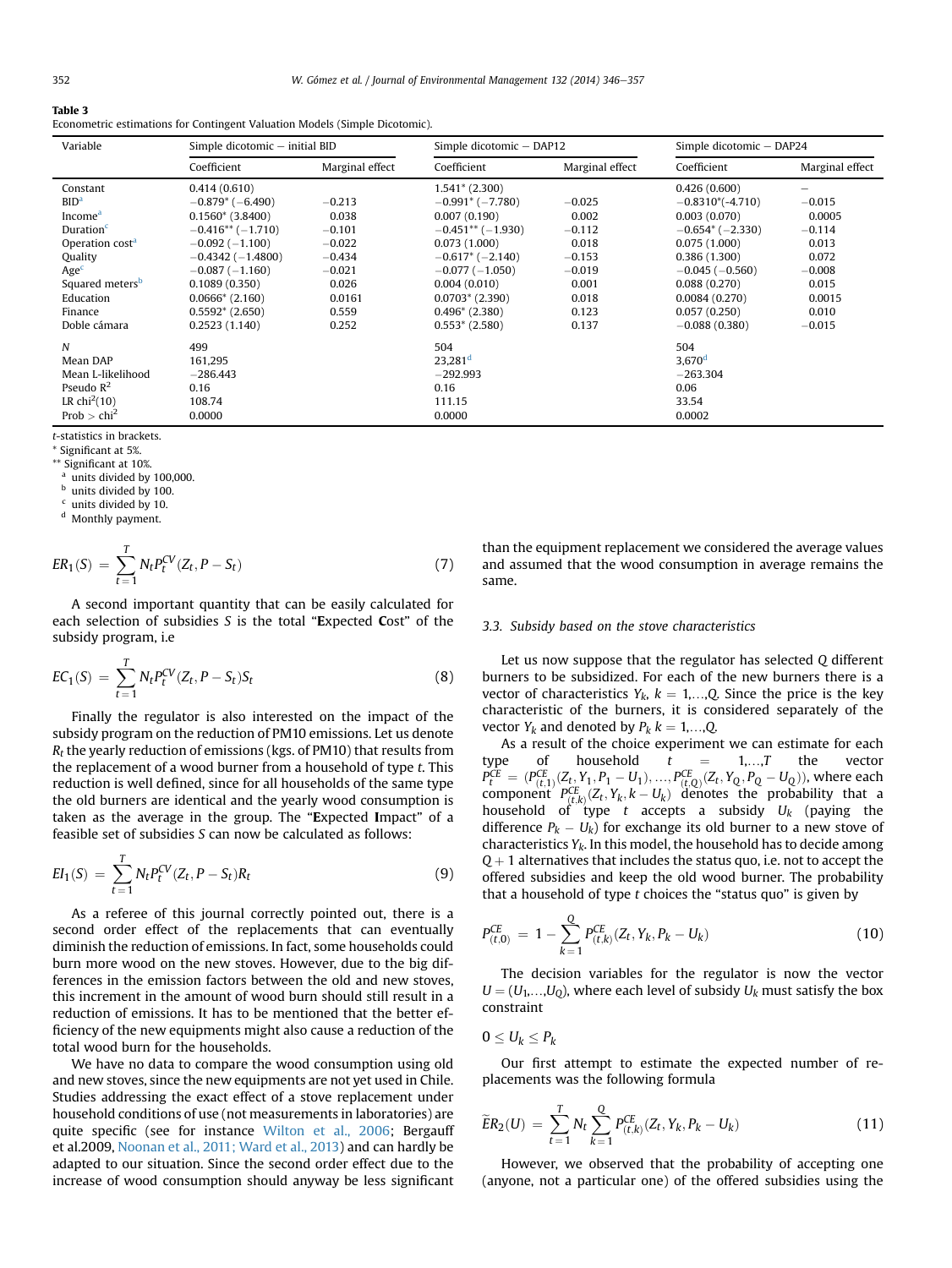**Table 3**
Econometric estimations for Contingent Valuation Models (Simple Dicotomic).

| Variable | Simple dicotomic – initial BID | | Simple dicotomic – DAP12 | | Simple dicotomic – DAP24 | |
|---|---|---|---|---|---|---|
| | Coefficient | Marginal effect | Coefficient | Marginal effect | Coefficient | Marginal effect |
| Constant | 0.414 (0.610) | | 1.541* (2.300) | | 0.426 (0.600) | – |
| BID[a] | −0.879* (−6.490) | −0.213 | −0.991* (−7.780) | −0.025 | −0.8310*(-4.710) | −0.015 |
| Income[a] | 0.1560* (3.8400) | 0.038 | 0.007 (0.190) | 0.002 | 0.003 (0.070) | 0.0005 |
| Duration[c] | −0.416** (−1.710) | −0.101 | −0.451** (−1.930) | −0.112 | −0.654* (−2.330) | −0.114 |
| Operation cost[a] | −0.092 (−1.100) | −0.022 | 0.073 (1.000) | 0.018 | 0.075 (1.000) | 0.013 |
| Quality | −0.4342 (−1.4800) | −0.434 | −0.617* (−2.140) | −0.153 | 0.386 (1.300) | 0.072 |
| Age[c] | −0.087 (−1.160) | −0.021 | −0.077 (−1.050) | −0.019 | −0.045 (−0.560) | −0.008 |
| Squared meters[b] | 0.1089 (0.350) | 0.026 | 0.004 (0.010) | 0.001 | 0.088 (0.270) | 0.015 |
| Education | 0.0666* (2.160) | 0.0161 | 0.0703* (2.390) | 0.018 | 0.0084 (0.270) | 0.0015 |
| Finance | 0.5592* (2.650) | 0.559 | 0.496* (2.380) | 0.123 | 0.057 (0.250) | 0.010 |
| Doble cámara | 0.2523 (1.140) | 0.252 | 0.553* (2.580) | 0.137 | −0.088 (0.380) | −0.015 |
| $N$ | 499 | | 504 | | 504 | |
| Mean DAP | 161,295 | | 23,281[d] | | 3,670[d] | |
| Mean L-likelihood | −286.443 | | −292.993 | | −263.304 | |
| Pseudo $R^2$ | 0.16 | | 0.16 | | 0.06 | |
| LR $chi^2(10)$ | 108.74 | | 111.15 | | 33.54 | |
| Prob > $chi^2$ | 0.0000 | | 0.0000 | | 0.0002 | |

*t*-statistics in brackets.
\* Significant at 5%.
\** Significant at 10%.
[a] units divided by 100,000.
[b] units divided by 100.
[c] units divided by 10.
[d] Monthly payment.

$$ER_1(S) = \sum_{t=1}^{T} N_t P_t^{CV}(Z_t, P - S_t) \tag{7}$$

A second important quantity that can be easily calculated for each selection of subsidies $S$ is the total "**E**xpected **C**ost" of the subsidy program, i.e

$$EC_1(S) = \sum_{t=1}^{T} N_t P_t^{CV}(Z_t, P - S_t)S_t \tag{8}$$

Finally the regulator is also interested on the impact of the subsidy program on the reduction of PM10 emissions. Let us denote $R_t$ the yearly reduction of emissions (kgs. of PM10) that results from the replacement of a wood burner from a household of type $t$. This reduction is well defined, since for all households of the same type the old burners are identical and the yearly wood consumption is taken as the average in the group. The "**E**xpected **I**mpact" of a feasible set of subsidies $S$ can now be calculated as follows:

$$EI_1(S) = \sum_{t=1}^{T} N_t P_t^{CV}(Z_t, P - S_t)R_t \tag{9}$$

As a referee of this journal correctly pointed out, there is a second order effect of the replacements that can eventually diminish the reduction of emissions. In fact, some households could burn more wood on the new stoves. However, due to the big differences in the emission factors between the old and new stoves, this increment in the amount of wood burn should still result in a reduction of emissions. It has to be mentioned that the better efficiency of the new equipments might also cause a reduction of the total wood burn for the households.

We have no data to compare the wood consumption using old and new stoves, since the new equipments are not yet used in Chile. Studies addressing the exact effect of a stove replacement under household conditions of use (not measurements in laboratories) are quite specific (see for instance Wilton et al., 2006; Bergauff et al.2009, Noonan et al., 2011; Ward et al., 2013) and can hardly be adapted to our situation. Since the second order effect due to the increase of wood consumption should anyway be less significant than the equipment replacement we considered the average values and assumed that the wood consumption in average remains the same.

### 3.3. Subsidy based on the stove characteristics

Let us now suppose that the regulator has selected $Q$ different burners to be subsidized. For each of the new burners there is a vector of characteristics $Y_k$, $k = 1,\ldots,Q$. Since the price is the key characteristic of the burners, it is considered separately of the vector $Y_k$ and denoted by $P_k$ $k = 1,\ldots,Q$.

As a result of the choice experiment we can estimate for each type of household $t = 1,\ldots,T$ the vector $P_t^{CE} = (P_{(t,1)}^{CE}(Z_t, Y_1, P_1 - U_1), \ldots, P_{(t,Q)}^{CE}(Z_t, Y_Q, P_Q - U_Q))$, where each component $P_{(t,k)}^{CE}(Z_t, Y_k, k - U_k)$ denotes the probability that a household of type $t$ accepts a subsidy $U_k$ (paying the difference $P_k - U_k$) for exchange its old burner to a new stove of characteristics $Y_k$. In this model, the household has to decide among $Q + 1$ alternatives that includes the status quo, i.e. not to accept the offered subsidies and keep the old wood burner. The probability that a household of type $t$ choices the "status quo" is given by

$$P_{(t,0)}^{CE} = 1 - \sum_{k=1}^{Q} P_{(t,k)}^{CE}(Z_t, Y_k, P_k - U_k) \tag{10}$$

The decision variables for the regulator is now the vector $U = (U_1,\ldots,U_Q)$, where each level of subsidy $U_k$ must satisfy the box constraint

$$0 \le U_k \le P_k$$

Our first attempt to estimate the expected number of replacements was the following formula

$$\widetilde{ER}_2(U) = \sum_{t=1}^{T} N_t \sum_{k=1}^{Q} P_{(t,k)}^{CE}(Z_t, Y_k, P_k - U_k) \tag{11}$$

However, we observed that the probability of accepting one (anyone, not a particular one) of the offered subsidies using the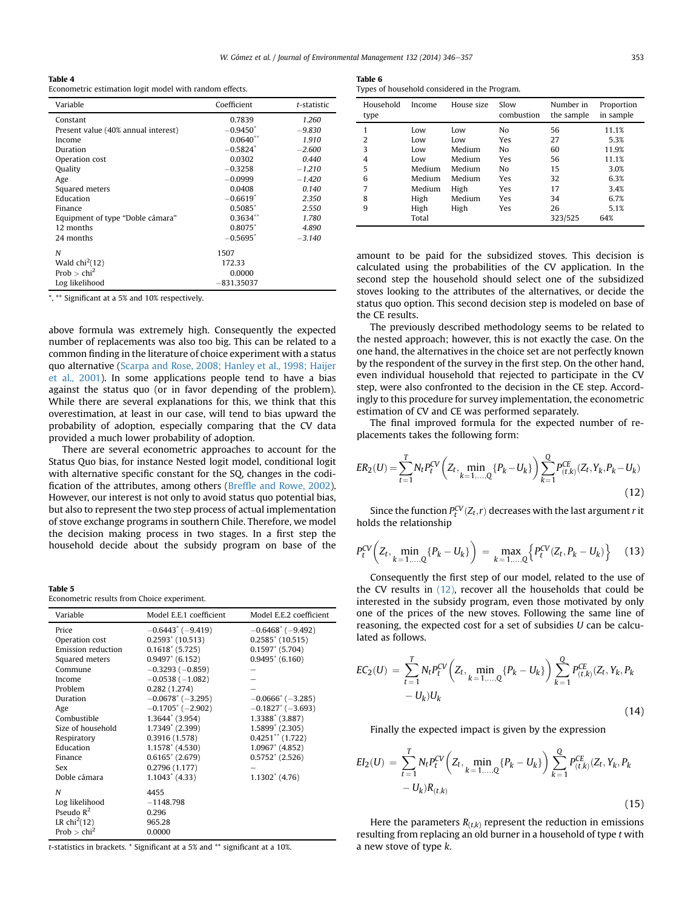Table 4
Econometric estimation logit model with random effects.

| Variable | Coefficient | t-statistic |
|---|---|---|
| Constant | 0.7839 | 1.260 |
| Present value (40% annual interest) | −0.9450* | −9.830 |
| Income | 0.0640** | 1.910 |
| Duration | −0.5824* | −2.600 |
| Operation cost | 0.0302 | 0.440 |
| Quality | −0.3258 | −1.210 |
| Age | −0.0999 | −1.420 |
| Squared meters | 0.0408 | 0.140 |
| Education | −0.6619* | 2.350 |
| Finance | 0.5085* | 2.550 |
| Equipment of type "Doble cámara" | 0.3634** | 1.780 |
| 12 months | 0.8075* | 4.890 |
| 24 months | −0.5695* | −3.140 |
| N | 1507 | |
| Wald $chi^2(12)$ | 172.33 | |
| Prob > $chi^2$ | 0.0000 | |
| Log likelihood | −831.35037 | |

*, ** Significant at a 5% and 10% respectively.

above formula was extremely high. Consequently the expected number of replacements was also too big. This can be related to a common finding in the literature of choice experiment with a status quo alternative (Scarpa and Rose, 2008; Hanley et al., 1998; Haijer et al., 2001). In some applications people tend to have a bias against the status quo (or in favor depending of the problem). While there are several explanations for this, we think that this overestimation, at least in our case, will tend to bias upward the probability of adoption, especially comparing that the CV data provided a much lower probability of adoption.

There are several econometric approaches to account for the Status Quo bias, for instance Nested logit model, conditional logit with alternative specific constant for the SQ, changes in the codification of the attributes, among others (Breffle and Rowe, 2002). However, our interest is not only to avoid status quo potential bias, but also to represent the two step process of actual implementation of stove exchange programs in southern Chile. Therefore, we model the decision making process in two stages. In a first step the household decide about the subsidy program on base of the amount to be paid for the subsidized stoves. This decision is calculated using the probabilities of the CV application. In the second step the household should select one of the subsidized stoves looking to the attributes of the alternatives, or decide the status quo option. This second decision step is modeled on base of the CE results.

Table 5
Econometric results from Choice experiment.

| Variable | Model E.E.1 coefficient | Model E.E.2 coefficient |
|---|---|---|
| Price | −0.6443* (−9.419) | −0.6468* (−9.492) |
| Operation cost | 0.2593* (10.513) | 0.2585* (10.515) |
| Emission reduction | 0.1618* (5.725) | 0.1597* (5.704) |
| Squared meters | 0.9497* (6.152) | 0.9495* (6.160) |
| Commune | −0.3293 (−0.859) | – |
| Income | −0.0538 (−1.082) | – |
| Problem | 0.282 (1.274) | – |
| Duration | −0.0678* (−3.295) | −0.0666* (−3.285) |
| Age | −0.1705* (−2.902) | −0.1827* (−3.693) |
| Combustible | 1.3644* (3.954) | 1.3388* (3.887) |
| Size of household | 1.7349* (2.399) | 1.5899* (2.305) |
| Respiratory | 0.3916 (1.578) | 0.4251** (1.722) |
| Education | 1.1578* (4.530) | 1.0967* (4.852) |
| Finance | 0.6165* (2.679) | 0.5752* (2.526) |
| Sex | 0.2796 (1.177) | – |
| Doble cámara | 1.1043* (4.33) | 1.1302* (4.76) |
| N | 4455 | |
| Log likelihood | −1148.798 | |
| Pseudo $R^2$ | 0.296 | |
| LR $chi^2(12)$ | 965.28 | |
| Prob > $chi^2$ | 0.0000 | |

t-statistics in brackets. * Significant at a 5% and ** significant at a 10%.

Table 6
Types of household considered in the Program.

| Household type | Income | House size | Slow combustion | Number in the sample | Proportion in sample |
|---|---|---|---|---|---|
| 1 | Low | Low | No | 56 | 11.1% |
| 2 | Low | Low | Yes | 27 | 5.3% |
| 3 | Low | Medium | No | 60 | 11.9% |
| 4 | Low | Medium | Yes | 56 | 11.1% |
| 5 | Medium | Medium | No | 15 | 3.0% |
| 6 | Medium | Medium | Yes | 32 | 6.3% |
| 7 | Medium | High | Yes | 17 | 3.4% |
| 8 | High | Medium | Yes | 34 | 6.7% |
| 9 | High | High | Yes | 26 | 5.1% |
| | Total | | | 323/525 | 64% |

The previously described methodology seems to be related to the nested approach; however, this is not exactly the case. On the one hand, the alternatives in the choice set are not perfectly known by the respondent of the survey in the first step. On the other hand, even individual household that rejected to participate in the CV step, were also confronted to the decision in the CE step. Accordingly to this procedure for survey implementation, the econometric estimation of CV and CE was performed separately.

The final improved formula for the expected number of replacements takes the following form:

$$ER_2(U) = \sum_{t=1}^{T} N_t P_t^{CV}\left(Z_t, \min_{k=1,\dots,Q}\{P_k - U_k\}\right) \sum_{k=1}^{Q} P_{(t,k)}^{CE}(Z_t, Y_k, P_k - U_k) \tag{12}$$

Since the function $P_t^{CV}(Z_t, r)$ decreases with the last argument $r$ it holds the relationship

$$P_t^{CV}\left(Z_t, \min_{k=1,\dots,Q}\{P_k - U_k\}\right) = \max_{k=1,\dots,Q}\left\{P_t^{CV}(Z_t, P_k - U_k)\right\} \tag{13}$$

Consequently the first step of our model, related to the use of the CV results in (12), recover all the households that could be interested in the subsidy program, even those motivated by only one of the prices of the new stoves. Following the same line of reasoning, the expected cost for a set of subsidies $U$ can be calculated as follows.

$$EC_2(U) = \sum_{t=1}^{T} N_t P_t^{CV}\left(Z_t, \min_{k=1,\dots,Q}\{P_k - U_k\}\right) \sum_{k=1}^{Q} P_{(t,k)}^{CE}(Z_t, Y_k, P_k - U_k) U_k \tag{14}$$

Finally the expected impact is given by the expression

$$EI_2(U) = \sum_{t=1}^{T} N_t P_t^{CV}\left(Z_t, \min_{k=1,\dots,Q}\{P_k - U_k\}\right) \sum_{k=1}^{Q} P_{(t,k)}^{CE}(Z_t, Y_k, P_k - U_k) R_{(t,k)} \tag{15}$$

Here the parameters $R_{(t,k)}$ represent the reduction in emissions resulting from replacing an old burner in a household of type $t$ with a new stove of type $k$.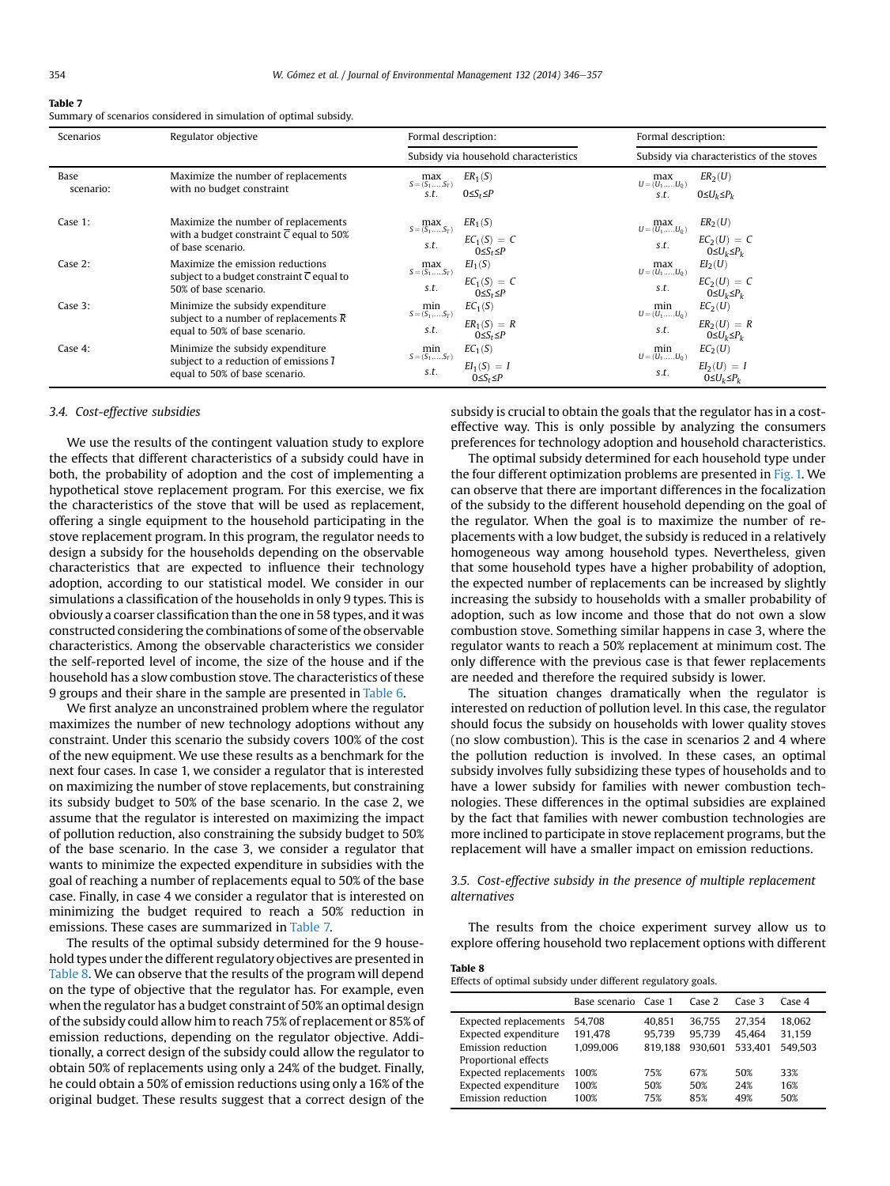**Table 7**
Summary of scenarios considered in simulation of optimal subsidy.

| Scenarios | Regulator objective | Formal description: Subsidy via household characteristics | Formal description: Subsidy via characteristics of the stoves |
|---|---|---|---|
| Base scenario: | Maximize the number of replacements with no budget constraint | $\max_{S=(S_1,\ldots,S_T)} ER_1(S)$ s.t. $0 \le S_t \le P$ | $\max_{U=(U_1,\ldots,U_Q)} ER_2(U)$ s.t. $0 \le U_k \le P_k$ |
| Case 1: | Maximize the number of replacements with a budget constraint $\overline{C}$ equal to 50% of base scenario. | $\max_{S=(S_1,\ldots,S_T)} ER_1(S)$ s.t. $EC_1(S) = C$, $0 \le S_t \le P$ | $\max_{U=(U_1,\ldots,U_Q)} ER_2(U)$ s.t. $EC_2(U) = C$, $0 \le U_k \le P_k$ |
| Case 2: | Maximize the emission reductions subject to a budget constraint $\overline{C}$ equal to 50% of base scenario. | $\max_{S=(S_1,\ldots,S_T)} EI_1(S)$ s.t. $EC_1(S) = C$, $0 \le S_t \le P$ | $\max_{U=(U_1,\ldots,U_Q)} EI_2(U)$ s.t. $EC_2(U) = C$, $0 \le U_k \le P_k$ |
| Case 3: | Minimize the subsidy expenditure subject to a number of replacements $\overline{R}$ equal to 50% of base scenario. | $\min_{S=(S_1,\ldots,S_T)} EC_1(S)$ s.t. $ER_1(S) = R$, $0 \le S_t \le P$ | $\min_{U=(U_1,\ldots,U_Q)} EC_2(U)$ s.t. $ER_2(U) = R$, $0 \le U_k \le P_k$ |
| Case 4: | Minimize the subsidy expenditure subject to a reduction of emissions $\overline{I}$ equal to 50% of base scenario. | $\min_{S=(S_1,\ldots,S_T)} EC_1(S)$ s.t. $EI_1(S) = I$, $0 \le S_t \le P$ | $\min_{U=(U_1,\ldots,U_Q)} EC_2(U)$ s.t. $EI_2(U) = I$, $0 \le U_k \le P_k$ |

### 3.4. Cost-effective subsidies

We use the results of the contingent valuation study to explore the effects that different characteristics of a subsidy could have in both, the probability of adoption and the cost of implementing a hypothetical stove replacement program. For this exercise, we fix the characteristics of the stove that will be used as replacement, offering a single equipment to the household participating in the stove replacement program. In this program, the regulator needs to design a subsidy for the households depending on the observable characteristics that are expected to influence their technology adoption, according to our statistical model. We consider in our simulations a classification of the households in only 9 types. This is obviously a coarser classification than the one in 58 types, and it was constructed considering the combinations of some of the observable characteristics. Among the observable characteristics we consider the self-reported level of income, the size of the house and if the household has a slow combustion stove. The characteristics of these 9 groups and their share in the sample are presented in Table 6.

We first analyze an unconstrained problem where the regulator maximizes the number of new technology adoptions without any constraint. Under this scenario the subsidy covers 100% of the cost of the new equipment. We use these results as a benchmark for the next four cases. In case 1, we consider a regulator that is interested on maximizing the number of stove replacements, but constraining its subsidy budget to 50% of the base scenario. In the case 2, we assume that the regulator is interested on maximizing the impact of pollution reduction, also constraining the subsidy budget to 50% of the base scenario. In the case 3, we consider a regulator that wants to minimize the expected expenditure in subsidies with the goal of reaching a number of replacements equal to 50% of the base case. Finally, in case 4 we consider a regulator that is interested on minimizing the budget required to reach a 50% reduction in emissions. These cases are summarized in Table 7.

The results of the optimal subsidy determined for the 9 household types under the different regulatory objectives are presented in Table 8. We can observe that the results of the program will depend on the type of objective that the regulator has. For example, even when the regulator has a budget constraint of 50% an optimal design of the subsidy could allow him to reach 75% of replacement or 85% of emission reductions, depending on the regulator objective. Additionally, a correct design of the subsidy could allow the regulator to obtain 50% of replacements using only a 24% of the budget. Finally, he could obtain a 50% of emission reductions using only a 16% of the original budget. These results suggest that a correct design of the subsidy is crucial to obtain the goals that the regulator has in a cost-effective way. This is only possible by analyzing the consumers preferences for technology adoption and household characteristics.

The optimal subsidy determined for each household type under the four different optimization problems are presented in Fig. 1. We can observe that there are important differences in the focalization of the subsidy to the different household depending on the goal of the regulator. When the goal is to maximize the number of replacements with a low budget, the subsidy is reduced in a relatively homogeneous way among household types. Nevertheless, given that some household types have a higher probability of adoption, the expected number of replacements can be increased by slightly increasing the subsidy to households with a smaller probability of adoption, such as low income and those that do not own a slow combustion stove. Something similar happens in case 3, where the regulator wants to reach a 50% replacement at minimum cost. The only difference with the previous case is that fewer replacements are needed and therefore the required subsidy is lower.

The situation changes dramatically when the regulator is interested on reduction of pollution level. In this case, the regulator should focus the subsidy on households with lower quality stoves (no slow combustion). This is the case in scenarios 2 and 4 where the pollution reduction is involved. In these cases, an optimal subsidy involves fully subsidizing these types of households and to have a lower subsidy for families with newer combustion technologies. These differences in the optimal subsidies are explained by the fact that families with newer combustion technologies are more inclined to participate in stove replacement programs, but the replacement will have a smaller impact on emission reductions.

### 3.5. Cost-effective subsidy in the presence of multiple replacement alternatives

The results from the choice experiment survey allow us to explore offering household two replacement options with different

**Table 8**
Effects of optimal subsidy under different regulatory goals.

| | Base scenario | Case 1 | Case 2 | Case 3 | Case 4 |
|---|---|---|---|---|---|
| Expected replacements | 54,708 | 40,851 | 36,755 | 27,354 | 18,062 |
| Expected expenditure | 191,478 | 95,739 | 95,739 | 45,464 | 31,159 |
| Emission reduction | 1,099,006 | 819,188 | 930,601 | 533,401 | 549,503 |
| Proportional effects | | | | | |
| Expected replacements | 100% | 75% | 67% | 50% | 33% |
| Expected expenditure | 100% | 50% | 50% | 24% | 16% |
| Emission reduction | 100% | 75% | 85% | 49% | 50% |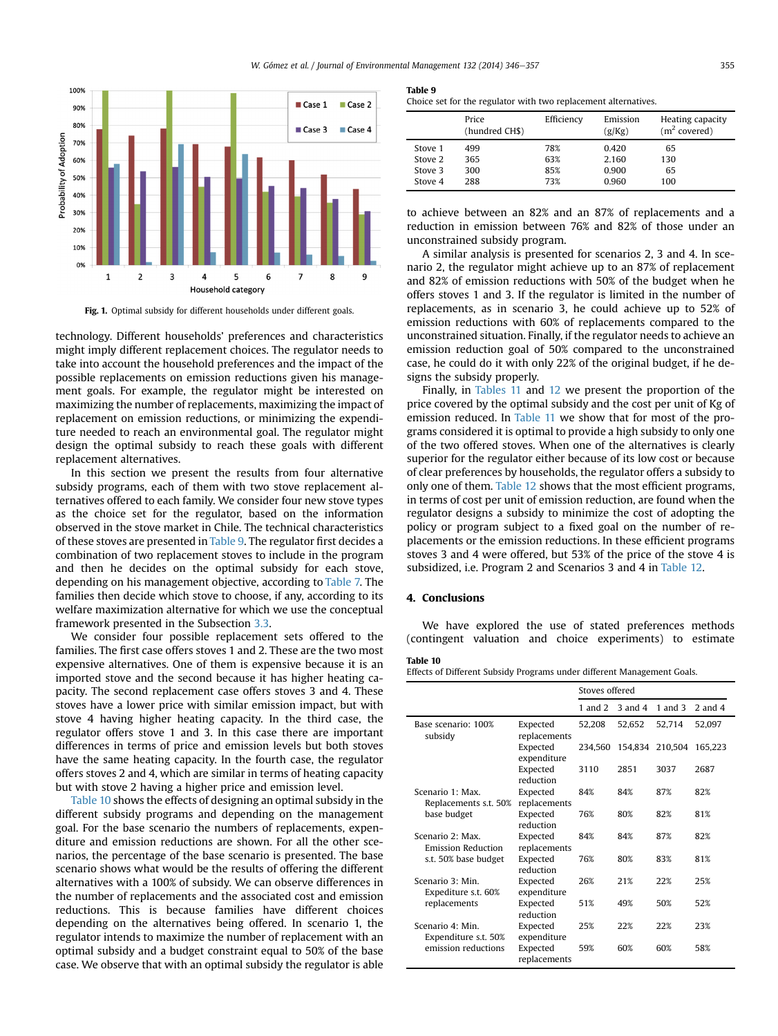Fig. 1. Optimal subsidy for different households under different goals.

technology. Different households' preferences and characteristics might imply different replacement choices. The regulator needs to take into account the household preferences and the impact of the possible replacements on emission reductions given his management goals. For example, the regulator might be interested on maximizing the number of replacements, maximizing the impact of replacement on emission reductions, or minimizing the expenditure needed to reach an environmental goal. The regulator might design the optimal subsidy to reach these goals with different replacement alternatives.

In this section we present the results from four alternative subsidy programs, each of them with two stove replacement alternatives offered to each family. We consider four new stove types as the choice set for the regulator, based on the information observed in the stove market in Chile. The technical characteristics of these stoves are presented in Table 9. The regulator first decides a combination of two replacement stoves to include in the program and then he decides on the optimal subsidy for each stove, depending on his management objective, according to Table 7. The families then decide which stove to choose, if any, according to its welfare maximization alternative for which we use the conceptual framework presented in the Subsection 3.3.

We consider four possible replacement sets offered to the families. The first case offers stoves 1 and 2. These are the two most expensive alternatives. One of them is expensive because it is an imported stove and the second because it has higher heating capacity. The second replacement case offers stoves 3 and 4. These stoves have a lower price with similar emission impact, but with stove 4 having higher heating capacity. In the third case, the regulator offers stove 1 and 3. In this case there are important differences in terms of price and emission levels but both stoves have the same heating capacity. In the fourth case, the regulator offers stoves 2 and 4, which are similar in terms of heating capacity but with stove 2 having a higher price and emission level.

Table 10 shows the effects of designing an optimal subsidy in the different subsidy programs and depending on the management goal. For the base scenario the numbers of replacements, expenditure and emission reductions are shown. For all the other scenarios, the percentage of the base scenario is presented. The base scenario shows what would be the results of offering the different alternatives with a 100% of subsidy. We can observe differences in the number of replacements and the associated cost and emission reductions. This is because families have different choices depending on the alternatives being offered. In scenario 1, the regulator intends to maximize the number of replacement with an optimal subsidy and a budget constraint equal to 50% of the base case. We observe that with an optimal subsidy the regulator is able to achieve between an 82% and an 87% of replacements and a reduction in emission between 76% and 82% of those under an unconstrained subsidy program.

A similar analysis is presented for scenarios 2, 3 and 4. In scenario 2, the regulator might achieve up to an 87% of replacement and 82% of emission reductions with 50% of the budget when he offers stoves 1 and 3. If the regulator is limited in the number of replacements, as in scenario 3, he could achieve up to 52% of emission reductions with 60% of replacements compared to the unconstrained situation. Finally, if the regulator needs to achieve an emission reduction goal of 50% compared to the unconstrained case, he could do it with only 22% of the original budget, if he designs the subsidy properly.

Finally, in Tables 11 and 12 we present the proportion of the price covered by the optimal subsidy and the cost per unit of Kg of emission reduced. In Table 11 we show that for most of the programs considered it is optimal to provide a high subsidy to only one of the two offered stoves. When one of the alternatives is clearly superior for the regulator either because of its low cost or because of clear preferences by households, the regulator offers a subsidy to only one of them. Table 12 shows that the most efficient programs, in terms of cost per unit of emission reduction, are found when the regulator designs a subsidy to minimize the cost of adopting the policy or program subject to a fixed goal on the number of replacements or the emission reductions. In these efficient programs stoves 3 and 4 were offered, but 53% of the price of the stove 4 is subsidized, i.e. Program 2 and Scenarios 3 and 4 in Table 12.

**Table 9**
Choice set for the regulator with two replacement alternatives.

| | Price (hundred CH$) | Efficiency | Emission (g/Kg) | Heating capacity ($m^2$ covered) |
|---|---|---|---|---|
| Stove 1 | 499 | 78% | 0.420 | 65 |
| Stove 2 | 365 | 63% | 2.160 | 130 |
| Stove 3 | 300 | 85% | 0.900 | 65 |
| Stove 4 | 288 | 73% | 0.960 | 100 |

## 4. Conclusions

We have explored the use of stated preferences methods (contingent valuation and choice experiments) to estimate

**Table 10**
Effects of Different Subsidy Programs under different Management Goals.

| | | Stoves offered | | | |
|---|---|---|---|---|---|
| | | 1 and 2 | 3 and 4 | 1 and 3 | 2 and 4 |
| Base scenario: 100% subsidy | Expected replacements | 52,208 | 52,652 | 52,714 | 52,097 |
| | Expected expenditure | 234,560 | 154,834 | 210,504 | 165,223 |
| | Expected reduction | 3110 | 2851 | 3037 | 2687 |
| Scenario 1: Max. Replacements s.t. 50% base budget | Expected replacements | 84% | 84% | 87% | 82% |
| | Expected reduction | 76% | 80% | 82% | 81% |
| Scenario 2: Max. Emission Reduction s.t. 50% base budget | Expected replacements | 84% | 84% | 87% | 82% |
| | Expected reduction | 76% | 80% | 83% | 81% |
| Scenario 3: Min. Expediture s.t. 60% replacements | Expected expenditure | 26% | 21% | 22% | 25% |
| | Expected reduction | 51% | 49% | 50% | 52% |
| Scenario 4: Min. Expenditure s.t. 50% emission reductions | Expected expenditure | 25% | 22% | 22% | 23% |
| | Expected replacements | 59% | 60% | 60% | 58% |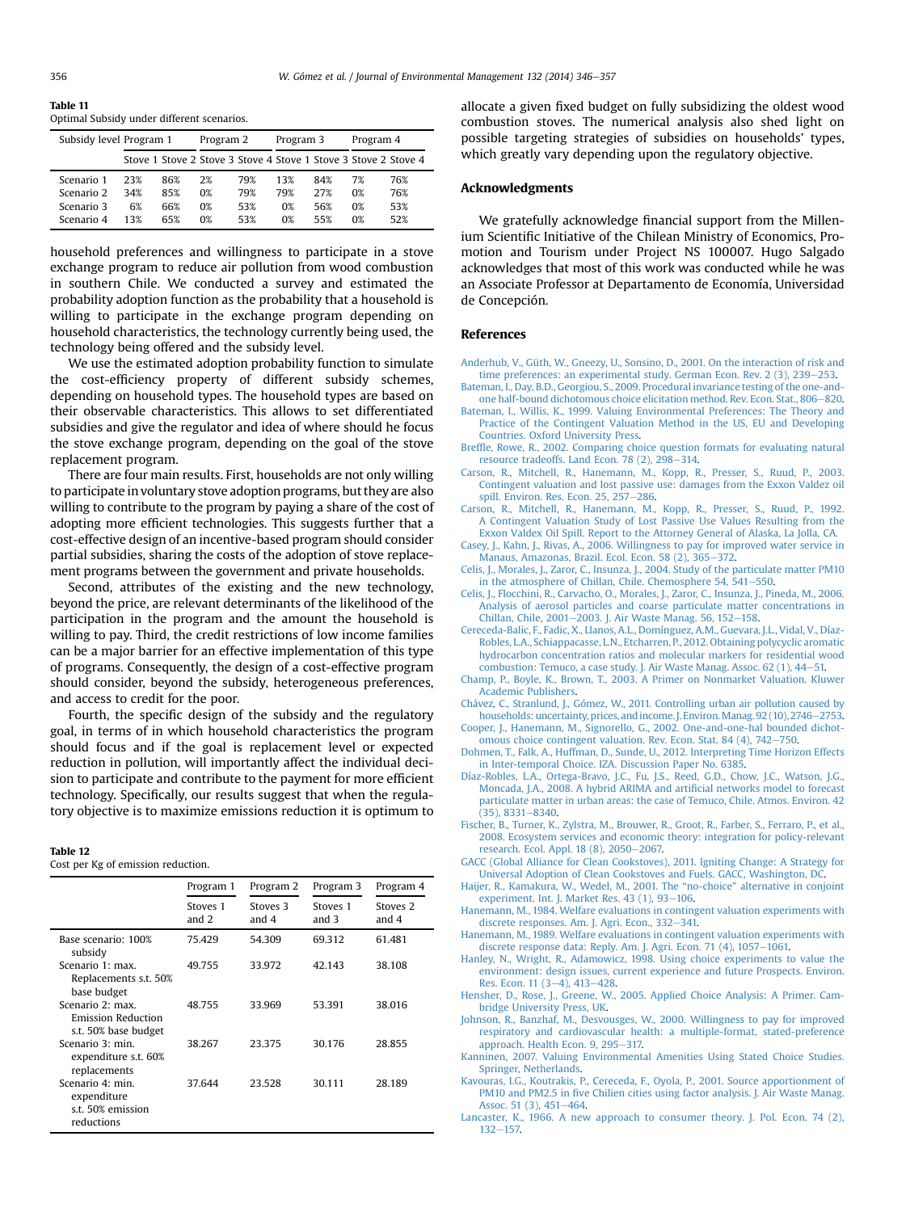**Table 11**
Optimal Subsidy under different scenarios.

| Subsidy level | Program 1 | | Program 2 | | Program 3 | | Program 4 | |
|---|---|---|---|---|---|---|---|---|
| | Stove 1 | Stove 2 | Stove 3 | Stove 4 | Stove 1 | Stove 3 | Stove 2 | Stove 4 |
| Scenario 1 | 23% | 86% | 2% | 79% | 13% | 84% | 7% | 76% |
| Scenario 2 | 34% | 85% | 0% | 79% | 79% | 27% | 0% | 76% |
| Scenario 3 | 6% | 66% | 0% | 53% | 0% | 56% | 0% | 53% |
| Scenario 4 | 13% | 65% | 0% | 53% | 0% | 55% | 0% | 52% |

household preferences and willingness to participate in a stove exchange program to reduce air pollution from wood combustion in southern Chile. We conducted a survey and estimated the probability adoption function as the probability that a household is willing to participate in the exchange program depending on household characteristics, the technology currently being used, the technology being offered and the subsidy level.

We use the estimated adoption probability function to simulate the cost-efficiency property of different subsidy schemes, depending on household types. The household types are based on their observable characteristics. This allows to set differentiated subsidies and give the regulator and idea of where should he focus the stove exchange program, depending on the goal of the stove replacement program.

There are four main results. First, households are not only willing to participate in voluntary stove adoption programs, but they are also willing to contribute to the program by paying a share of the cost of adopting more efficient technologies. This suggests further that a cost-effective design of an incentive-based program should consider partial subsidies, sharing the costs of the adoption of stove replacement programs between the government and private households.

Second, attributes of the existing and the new technology, beyond the price, are relevant determinants of the likelihood of the participation in the program and the amount the household is willing to pay. Third, the credit restrictions of low income families can be a major barrier for an effective implementation of this type of programs. Consequently, the design of a cost-effective program should consider, beyond the subsidy, heterogeneous preferences, and access to credit for the poor.

Fourth, the specific design of the subsidy and the regulatory goal, in terms of in which household characteristics the program should focus and if the goal is replacement level or expected reduction in pollution, will importantly affect the individual decision to participate and contribute to the payment for more efficient technology. Specifically, our results suggest that when the regulatory objective is to maximize emissions reduction it is optimum to allocate a given fixed budget on fully subsidizing the oldest wood combustion stoves. The numerical analysis also shed light on possible targeting strategies of subsidies on households' types, which greatly vary depending upon the regulatory objective.

**Table 12**
Cost per Kg of emission reduction.

| | Program 1 | Program 2 | Program 3 | Program 4 |
|---|---|---|---|---|
| | Stoves 1 and 2 | Stoves 3 and 4 | Stoves 1 and 3 | Stoves 2 and 4 |
| Base scenario: 100% subsidy | 75.429 | 54.309 | 69.312 | 61.481 |
| Scenario 1: max. Replacements s.t. 50% base budget | 49.755 | 33.972 | 42.143 | 38.108 |
| Scenario 2: max. Emission Reduction s.t. 50% base budget | 48.755 | 33.969 | 53.391 | 38.016 |
| Scenario 3: min. expenditure s.t. 60% replacements | 38.267 | 23.375 | 30.176 | 28.855 |
| Scenario 4: min. expenditure s.t. 50% emission reductions | 37.644 | 23.528 | 30.111 | 28.189 |

## Acknowledgments

We gratefully acknowledge financial support from the Millenium Scientific Initiative of the Chilean Ministry of Economics, Promotion and Tourism under Project NS 100007. Hugo Salgado acknowledges that most of this work was conducted while he was an Associate Professor at Departamento de Economía, Universidad de Concepción.

## References

Anderhub, V., Güth, W., Gneezy, U., Sonsino, D., 2001. On the interaction of risk and time preferences: an experimental study. German Econ. Rev. 2 (3), 239–253.

Bateman, I., Day, B.D., Georgiou, S., 2009. Procedural invariance testing of the one-and-one half-bound dichotomous choice elicitation method. Rev. Econ. Stat., 806–820.

Bateman, I., Willis, K., 1999. Valuing Environmental Preferences: The Theory and Practice of the Contingent Valuation Method in the US, EU and Developing Countries. Oxford University Press.

Breffle, Rowe, R., 2002. Comparing choice question formats for evaluating natural resource tradeoffs. Land Econ. 78 (2), 298–314.

Carson, R., Mitchell, R., Hanemann, M., Kopp, R., Presser, S., Ruud, P., 2003. Contingent valuation and lost passive use: damages from the Exxon Valdez oil spill. Environ. Res. Econ. 25, 257–286.

Carson, R., Mitchell, R., Hanemann, M., Kopp, R., Presser, S., Ruud, P., 1992. A Contingent Valuation Study of Lost Passive Use Values Resulting from the Exxon Valdex Oil Spill. Report to the Attorney General of Alaska, La Jolla, CA.

Casey, J., Kahn, J., Rivas, A., 2006. Willingness to pay for improved water service in Manaus, Amazonas, Brazil. Ecol. Econ. 58 (2), 365–372.

Celis, J., Morales, J., Zaror, C., Insunza, J., 2004. Study of the particulate matter PM10 in the atmosphere of Chillan, Chile. Chemosphere 54, 541–550.

Celis, J., Flocchini, R., Carvacho, O., Morales, J., Zaror, C., Insunza, J., Pineda, M., 2006. Analysis of aerosol particles and coarse particulate matter concentrations in Chillan, Chile, 2001–2003. J. Air Waste Manag. 56, 152–158.

Cereceda-Balic, F., Fadic, X., Llanos, A.L., Domínguez, A.M., Guevara, J.L., Vidal, V., Díaz-Robles, L.A., Schiappacasse, L.N., Etcharren, P., 2012. Obtaining polycyclic aromatic hydrocarbon concentration ratios and molecular markers for residential wood combustion: Temuco, a case study. J. Air Waste Manag. Assoc. 62 (1), 44–51.

Champ, P., Boyle, K., Brown, T., 2003. A Primer on Nonmarket Valuation. Kluwer Academic Publishers.

Chávez, C., Stranlund, J., Gómez, W., 2011. Controlling urban air pollution caused by households: uncertainty, prices, and income. J. Environ. Manag. 92 (10), 2746–2753.

Cooper, J., Hanemann, M., Signorello, G., 2002. One-and-one-hal bounded dichotomous choice contingent valuation. Rev. Econ. Stat. 84 (4), 742–750.

Dohmen, T., Falk, A., Huffman, D., Sunde, U., 2012. Interpreting Time Horizon Effects in Inter-temporal Choice. IZA. Discussion Paper No. 6385.

Díaz-Robles, L.A., Ortega-Bravo, J.C., Fu, J.S., Reed, G.D., Chow, J.C., Watson, J.G., Moncada, J.A., 2008. A hybrid ARIMA and artificial networks model to forecast particulate matter in urban areas: the case of Temuco, Chile. Atmos. Environ. 42 (35), 8331–8340.

Fischer, B., Turner, K., Zylstra, M., Brouwer, R., Groot, R., Farber, S., Ferraro, P., et al., 2008. Ecosystem services and economic theory: integration for policy-relevant research. Ecol. Appl. 18 (8), 2050–2067.

GACC (Global Alliance for Clean Cookstoves), 2011. Igniting Change: A Strategy for Universal Adoption of Clean Cookstoves and Fuels. GACC, Washington, DC.

Haijer, R., Kamakura, W., Wedel, M., 2001. The "no-choice" alternative in conjoint experiment. Int. J. Market Res. 43 (1), 93–106.

Hanemann, M., 1984. Welfare evaluations in contingent valuation experiments with discrete responses. Am. J. Agri. Econ., 332–341.

Hanemann, M., 1989. Welfare evaluations in contingent valuation experiments with discrete response data: Reply. Am. J. Agri. Econ. 71 (4), 1057–1061.

Hanley, N., Wright, R., Adamowicz, 1998. Using choice experiments to value the environment: design issues, current experience and future Prospects. Environ. Res. Econ. 11 (3–4), 413–428.

Hensher, D., Rose, J., Greene, W., 2005. Applied Choice Analysis: A Primer. Cambridge University Press, UK.

Johnson, R., Banzhaf, M., Desvousges, W., 2000. Willingness to pay for improved respiratory and cardiovascular health: a multiple-format, stated-preference approach. Health Econ. 9, 295–317.

Kanninen, 2007. Valuing Environmental Amenities Using Stated Choice Studies. Springer, Netherlands.

Kavouras, I.G., Koutrakis, P., Cereceda, F., Oyola, P., 2001. Source apportionment of PM10 and PM2.5 in five Chilien cities using factor analysis. J. Air Waste Manag. Assoc. 51 (3), 451–464.

Lancaster, K., 1966. A new approach to consumer theory. J. Pol. Econ. 74 (2), 132–157.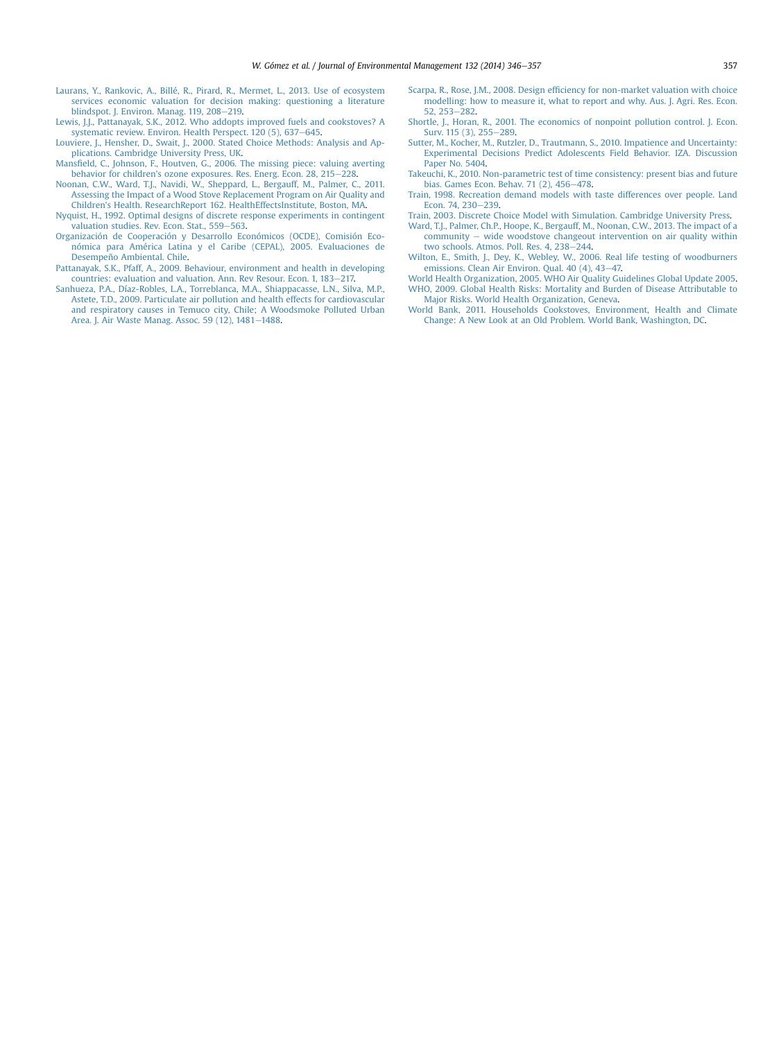Laurans, Y., Rankovic, A., Billé, R., Pirard, R., Mermet, L., 2013. Use of ecosystem services economic valuation for decision making: questioning a literature blindspot. J. Environ. Manag. 119, 208–219.

Lewis, J.J., Pattanayak, S.K., 2012. Who addopts improved fuels and cookstoves? A systematic review. Environ. Health Perspect. 120 (5), 637–645.

Louviere, J., Hensher, D., Swait, J., 2000. Stated Choice Methods: Analysis and Applications. Cambridge University Press, UK.

Mansfield, C., Johnson, F., Houtven, G., 2006. The missing piece: valuing averting behavior for children's ozone exposures. Res. Energ. Econ. 28, 215–228.

Noonan, C.W., Ward, T.J., Navidi, W., Sheppard, L., Bergauff, M., Palmer, C., 2011. Assessing the Impact of a Wood Stove Replacement Program on Air Quality and Children's Health. ResearchReport 162. HealthEffectsInstitute, Boston, MA.

Nyquist, H., 1992. Optimal designs of discrete response experiments in contingent valuation studies. Rev. Econ. Stat., 559–563.

Organización de Cooperación y Desarrollo Económicos (OCDE), Comisión Económica para América Latina y el Caribe (CEPAL), 2005. Evaluaciones de Desempeño Ambiental. Chile.

Pattanayak, S.K., Pfaff, A., 2009. Behaviour, environment and health in developing countries: evaluation and valuation. Ann. Rev Resour. Econ. 1, 183–217.

Sanhueza, P.A., Díaz-Robles, L.A., Torreblanca, M.A., Shiappacasse, L.N., Silva, M.P., Astete, T.D., 2009. Particulate air pollution and health effects for cardiovascular and respiratory causes in Temuco city, Chile; A Woodsmoke Polluted Urban Area. J. Air Waste Manag. Assoc. 59 (12), 1481–1488.

Scarpa, R., Rose, J.M., 2008. Design efficiency for non-market valuation with choice modelling: how to measure it, what to report and why. Aus. J. Agri. Res. Econ. 52, 253–282.

Shortle, J., Horan, R., 2001. The economics of nonpoint pollution control. J. Econ. Surv. 115 (3), 255–289.

Sutter, M., Kocher, M., Rutzler, D., Trautmann, S., 2010. Impatience and Uncertainty: Experimental Decisions Predict Adolescents Field Behavior. IZA. Discussion Paper No. 5404.

Takeuchi, K., 2010. Non-parametric test of time consistency: present bias and future bias. Games Econ. Behav. 71 (2), 456–478.

Train, 1998. Recreation demand models with taste differences over people. Land Econ. 74, 230–239.

Train, 2003. Discrete Choice Model with Simulation. Cambridge University Press.

Ward, T.J., Palmer, Ch.P., Hoope, K., Bergauff, M., Noonan, C.W., 2013. The impact of a community – wide woodstove changeout intervention on air quality within two schools. Atmos. Poll. Res. 4, 238–244.

Wilton, E., Smith, J., Dey, K., Webley, W., 2006. Real life testing of woodburners emissions. Clean Air Environ. Qual. 40 (4), 43–47.

World Health Organization, 2005. WHO Air Quality Guidelines Global Update 2005.

WHO, 2009. Global Health Risks: Mortality and Burden of Disease Attributable to Major Risks. World Health Organization, Geneva.

World Bank, 2011. Households Cookstoves, Environment, Health and Climate Change: A New Look at an Old Problem. World Bank, Washington, DC.